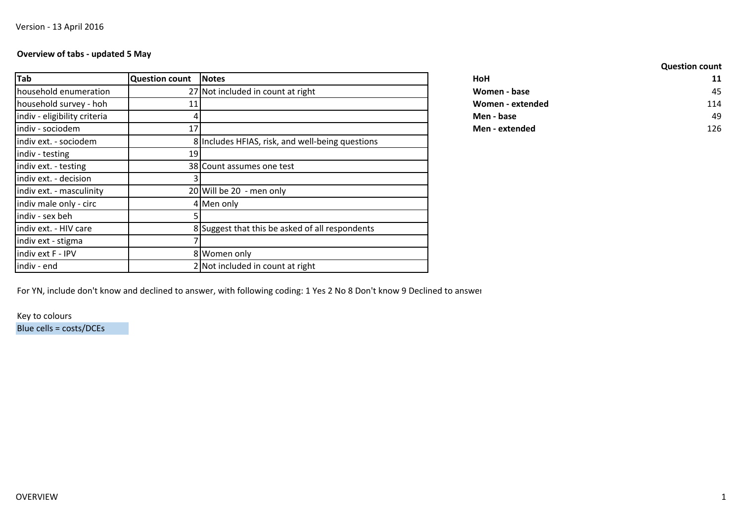Version - 13 April 2016

**Overview of tabs - updated 5 May**

| Tab | Question count | Notes |
|---|---|---|
| household enumeration | 27 | Not included in count at right |
| household survey - hoh | 11 | |
| indiv - eligibility criteria | 4 | |
| indiv - sociodem | 17 | |
| indiv ext. - sociodem | 8 | Includes HFIAS, risk, and well-being questions |
| indiv - testing | 19 | |
| indiv ext. - testing | 38 | Count assumes one test |
| indiv ext. - decision | 3 | |
| indiv ext. - masculinity | 20 | Will be 20 - men only |
| indiv male only - circ | 4 | Men only |
| indiv - sex beh | 5 | |
| indiv ext. - HIV care | 8 | Suggest that this be asked of all respondents |
| indiv ext - stigma | 7 | |
| indiv ext F - IPV | 8 | Women only |
| indiv - end | 2 | Not included in count at right |

| | Question count |
|---|---|
| **HoH** | **11** |
| **Women - base** | 45 |
| **Women - extended** | 114 |
| **Men - base** | 49 |
| **Men - extended** | 126 |

For YN, include don't know and declined to answer, with following coding: 1 Yes 2 No 8 Don't know 9 Declined to answer

Key to colours

Blue cells = costs/DCEs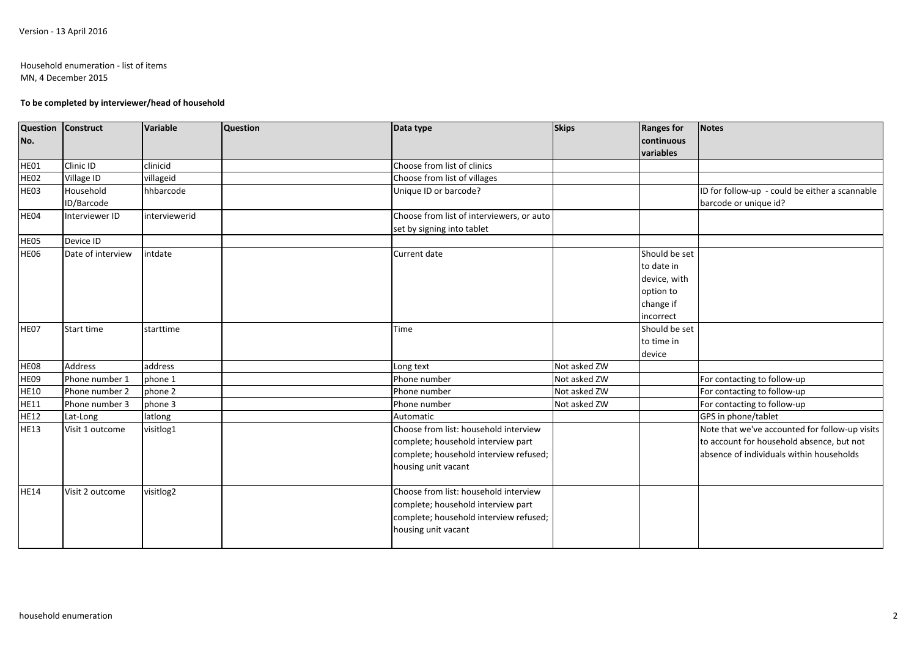Version - 13 April 2016

Household enumeration - list of items
MN, 4 December 2015

**To be completed by interviewer/head of household**

| Question No. | Construct | Variable | Question | Data type | Skips | Ranges for continuous variables | Notes |
|---|---|---|---|---|---|---|---|
| HE01 | Clinic ID | clinicid | | Choose from list of clinics | | | |
| HE02 | Village ID | villageid | | Choose from list of villages | | | |
| HE03 | Household ID/Barcode | hhbarcode | | Unique ID or barcode? | | | ID for follow-up - could be either a scannable barcode or unique id? |
| HE04 | Interviewer ID | interviewerid | | Choose from list of interviewers, or auto set by signing into tablet | | | |
| HE05 | Device ID | | | | | | |
| HE06 | Date of interview | intdate | | Current date | | Should be set to date in device, with option to change if incorrect | |
| HE07 | Start time | starttime | | Time | | Should be set to time in device | |
| HE08 | Address | address | | Long text | Not asked ZW | | |
| HE09 | Phone number 1 | phone 1 | | Phone number | Not asked ZW | | For contacting to follow-up |
| HE10 | Phone number 2 | phone 2 | | Phone number | Not asked ZW | | For contacting to follow-up |
| HE11 | Phone number 3 | phone 3 | | Phone number | Not asked ZW | | For contacting to follow-up |
| HE12 | Lat-Long | latlong | | Automatic | | | GPS in phone/tablet |
| HE13 | Visit 1 outcome | visitlog1 | | Choose from list: household interview complete; household interview part complete; household interview refused; housing unit vacant | | | Note that we've accounted for follow-up visits to account for household absence, but not absence of individuals within households |
| HE14 | Visit 2 outcome | visitlog2 | | Choose from list: household interview complete; household interview part complete; household interview refused; housing unit vacant | | | |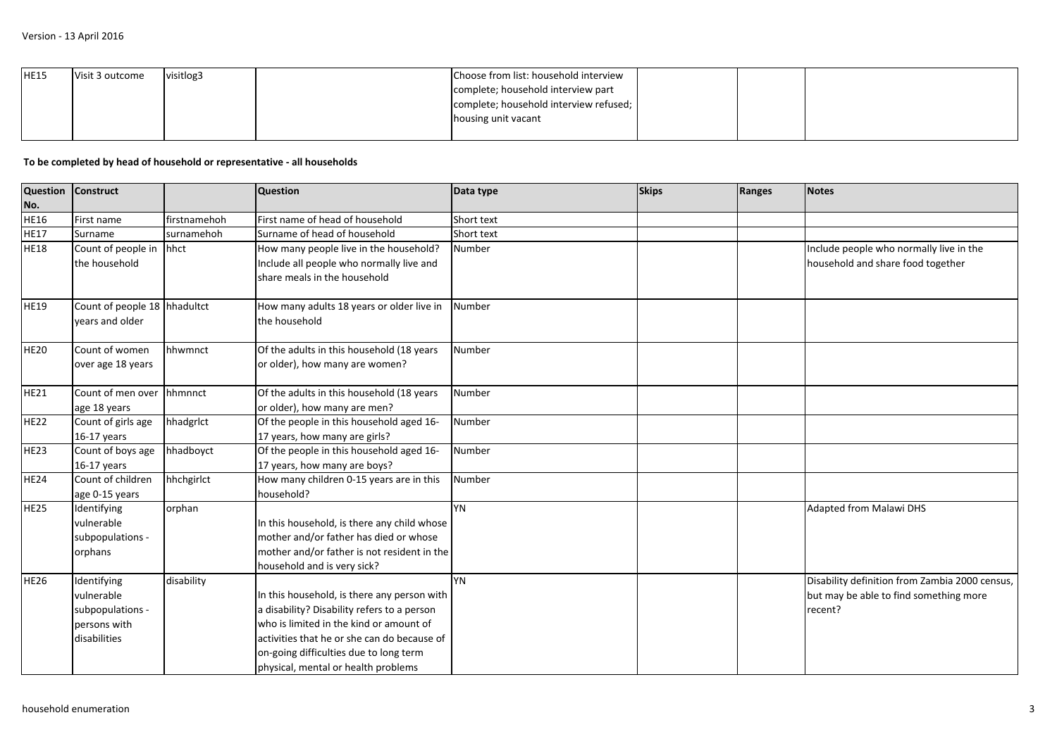| HE15 | Visit 3 outcome | visitlog3 | | Choose from list: household interview complete; household interview part complete; household interview refused; housing unit vacant | | | |
|---|---|---|---|---|---|---|---|

**To be completed by head of household or representative - all households**

| Question No. | Construct | | Question | Data type | Skips | Ranges | Notes |
|---|---|---|---|---|---|---|---|
| HE16 | First name | firstnamehoh | First name of head of household | Short text | | | |
| HE17 | Surname | surnamehoh | Surname of head of household | Short text | | | |
| HE18 | Count of people in the household | hhct | How many people live in the household? Include all people who normally live and share meals in the household | Number | | | Include people who normally live in the household and share food together |
| HE19 | Count of people 18 years and older | hhadultct | How many adults 18 years or older live in the household | Number | | | |
| HE20 | Count of women over age 18 years | hhwmnct | Of the adults in this household (18 years or older), how many are women? | Number | | | |
| HE21 | Count of men over age 18 years | hhmnnct | Of the adults in this household (18 years or older), how many are men? | Number | | | |
| HE22 | Count of girls age 16-17 years | hhadgrlct | Of the people in this household aged 16-17 years, how many are girls? | Number | | | |
| HE23 | Count of boys age 16-17 years | hhadboyct | Of the people in this household aged 16-17 years, how many are boys? | Number | | | |
| HE24 | Count of children age 0-15 years | hhchgirlct | How many children 0-15 years are in this household? | Number | | | |
| HE25 | Identifying vulnerable subpopulations - orphans | orphan | In this household, is there any child whose mother and/or father has died or whose mother and/or father is not resident in the household and is very sick? | YN | | | Adapted from Malawi DHS |
| HE26 | Identifying vulnerable subpopulations - persons with disabilities | disability | In this household, is there any person with a disability? Disability refers to a person who is limited in the kind or amount of activities that he or she can do because of on-going difficulties due to long term physical, mental or health problems | YN | | | Disability definition from Zambia 2000 census, but may be able to find something more recent? |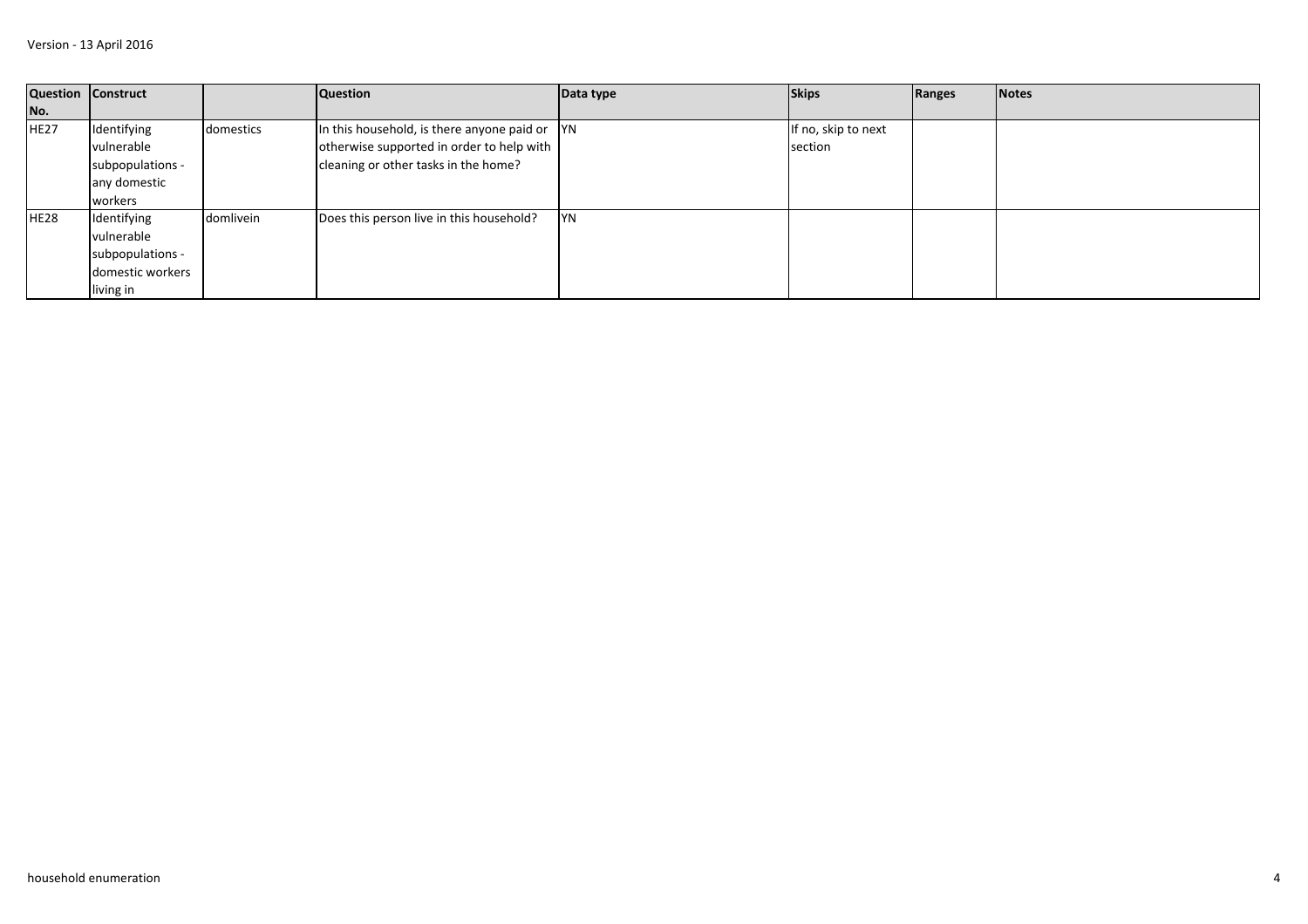| Question No. | Construct | | Question | Data type | Skips | Ranges | Notes |
| --- | --- | --- | --- | --- | --- | --- | --- |
| HE27 | Identifying vulnerable subpopulations - any domestic workers | domestics | In this household, is there anyone paid or otherwise supported in order to help with cleaning or other tasks in the home? | YN | If no, skip to next section | | |
| HE28 | Identifying vulnerable subpopulations - domestic workers living in | domlivein | Does this person live in this household? | YN | | | |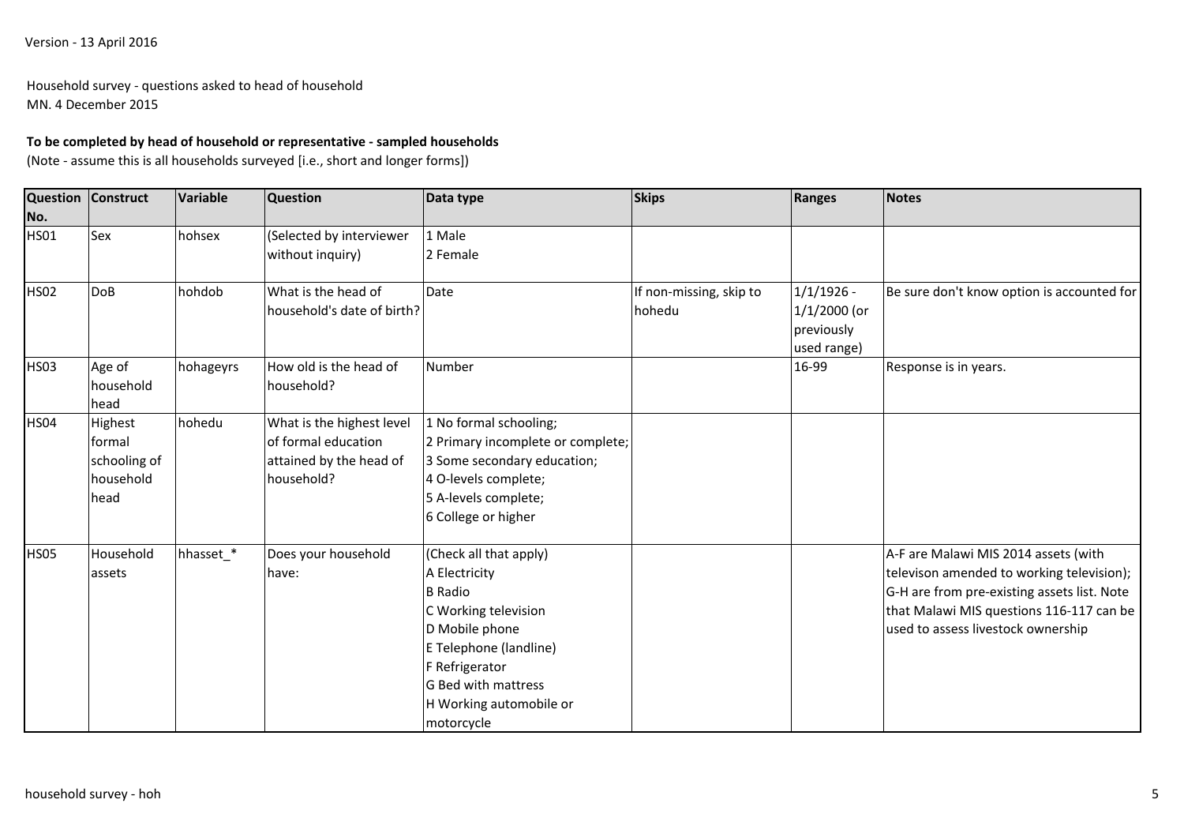Version - 13 April 2016

Household survey - questions asked to head of household
MN. 4 December 2015

**To be completed by head of household or representative - sampled households**
(Note - assume this is all households surveyed [i.e., short and longer forms])

| Question No. | Construct | Variable | Question | Data type | Skips | Ranges | Notes |
|---|---|---|---|---|---|---|---|
| HS01 | Sex | hohsex | (Selected by interviewer without inquiry) | 1 Male<br>2 Female | | | |
| HS02 | DoB | hohdob | What is the head of household's date of birth? | Date | If non-missing, skip to hohedu | 1/1/1926 - 1/1/2000 (or previously used range) | Be sure don't know option is accounted for |
| HS03 | Age of household head | hohageyrs | How old is the head of household? | Number | | 16-99 | Response is in years. |
| HS04 | Highest formal schooling of household head | hohedu | What is the highest level of formal education attained by the head of household? | 1 No formal schooling;<br>2 Primary incomplete or complete;<br>3 Some secondary education;<br>4 O-levels complete;<br>5 A-levels complete;<br>6 College or higher | | | |
| HS05 | Household assets | hhasset_* | Does your household have: | (Check all that apply)<br>A Electricity<br>B Radio<br>C Working television<br>D Mobile phone<br>E Telephone (landline)<br>F Refrigerator<br>G Bed with mattress<br>H Working automobile or motorcycle | | | A-F are Malawi MIS 2014 assets (with televison amended to working television); G-H are from pre-existing assets list. Note that Malawi MIS questions 116-117 can be used to assess livestock ownership |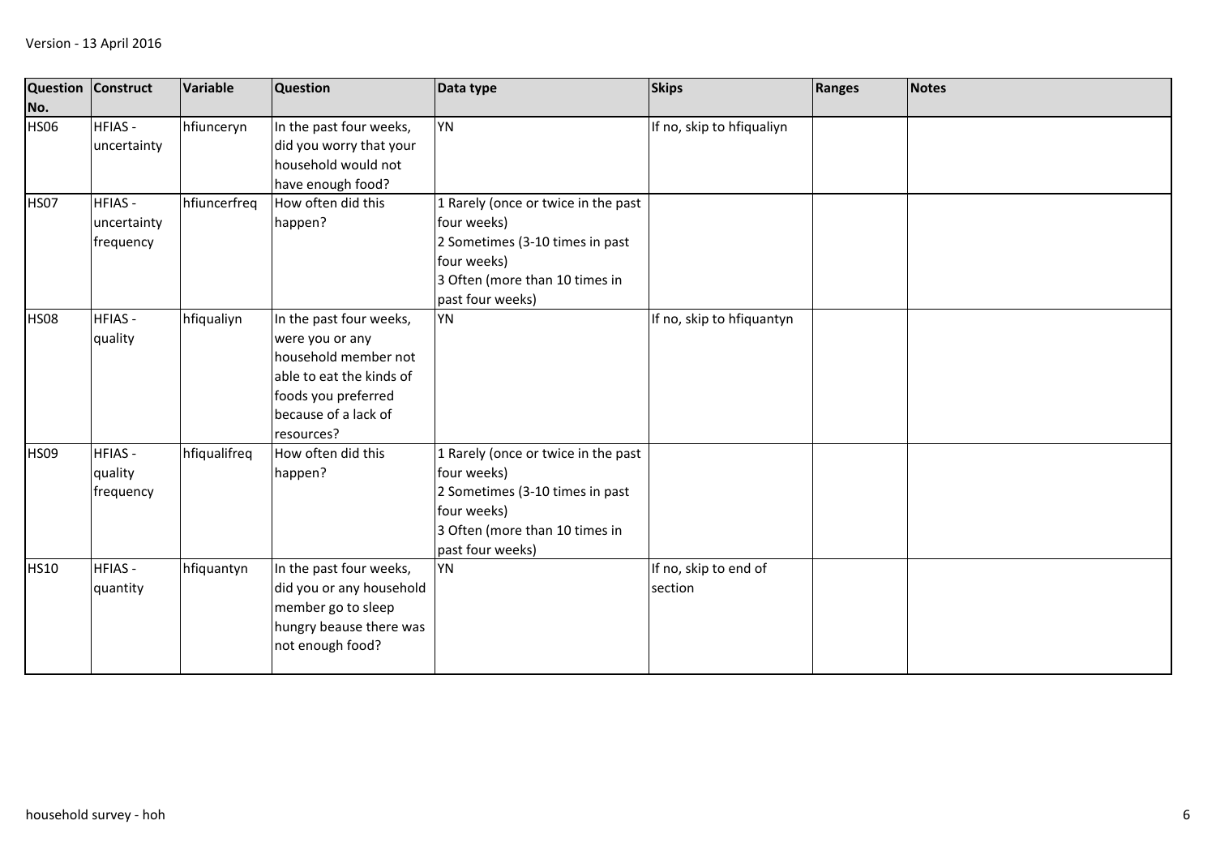| Question No. | Construct | Variable | Question | Data type | Skips | Ranges | Notes |
|---|---|---|---|---|---|---|---|
| HS06 | HFIAS - uncertainty | hfiunceryn | In the past four weeks, did you worry that your household would not have enough food? | YN | If no, skip to hfiqualiyn | | |
| HS07 | HFIAS - uncertainty frequency | hfiuncerfreq | How often did this happen? | 1 Rarely (once or twice in the past four weeks)<br>2 Sometimes (3-10 times in past four weeks)<br>3 Often (more than 10 times in past four weeks) | | | |
| HS08 | HFIAS - quality | hfiqualiyn | In the past four weeks, were you or any household member not able to eat the kinds of foods you preferred because of a lack of resources? | YN | If no, skip to hfiquantyn | | |
| HS09 | HFIAS - quality frequency | hfiqualifreq | How often did this happen? | 1 Rarely (once or twice in the past four weeks)<br>2 Sometimes (3-10 times in past four weeks)<br>3 Often (more than 10 times in past four weeks) | | | |
| HS10 | HFIAS - quantity | hfiquantyn | In the past four weeks, did you or any household member go to sleep hungry beause there was not enough food? | YN | If no, skip to end of section | | |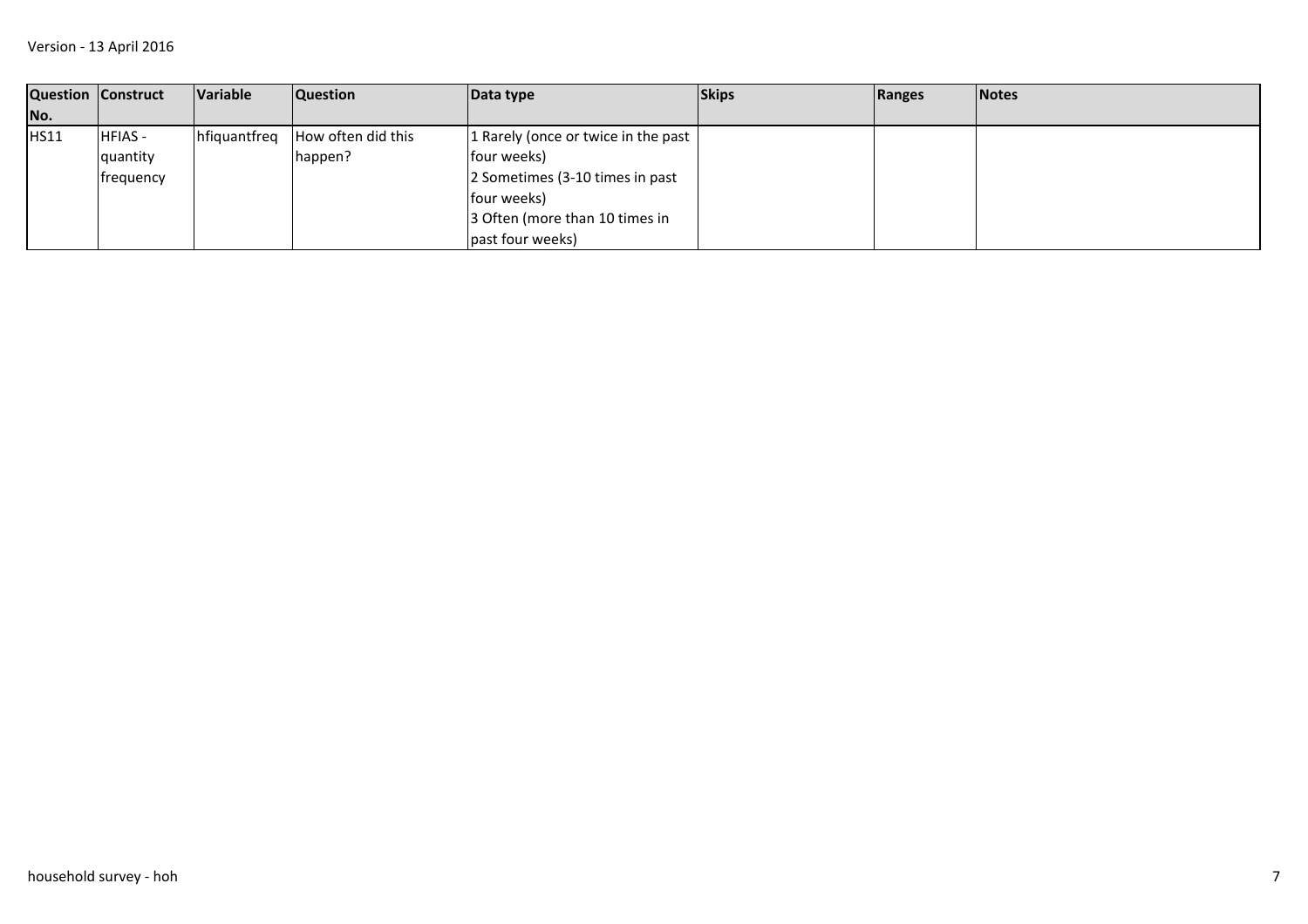| Question No. | Construct | Variable | Question | Data type | Skips | Ranges | Notes |
|---|---|---|---|---|---|---|---|
| HS11 | HFIAS - quantity frequency | hfiquantfreq | How often did this happen? | 1 Rarely (once or twice in the past four weeks)<br>2 Sometimes (3-10 times in past four weeks)<br>3 Often (more than 10 times in past four weeks) | | | |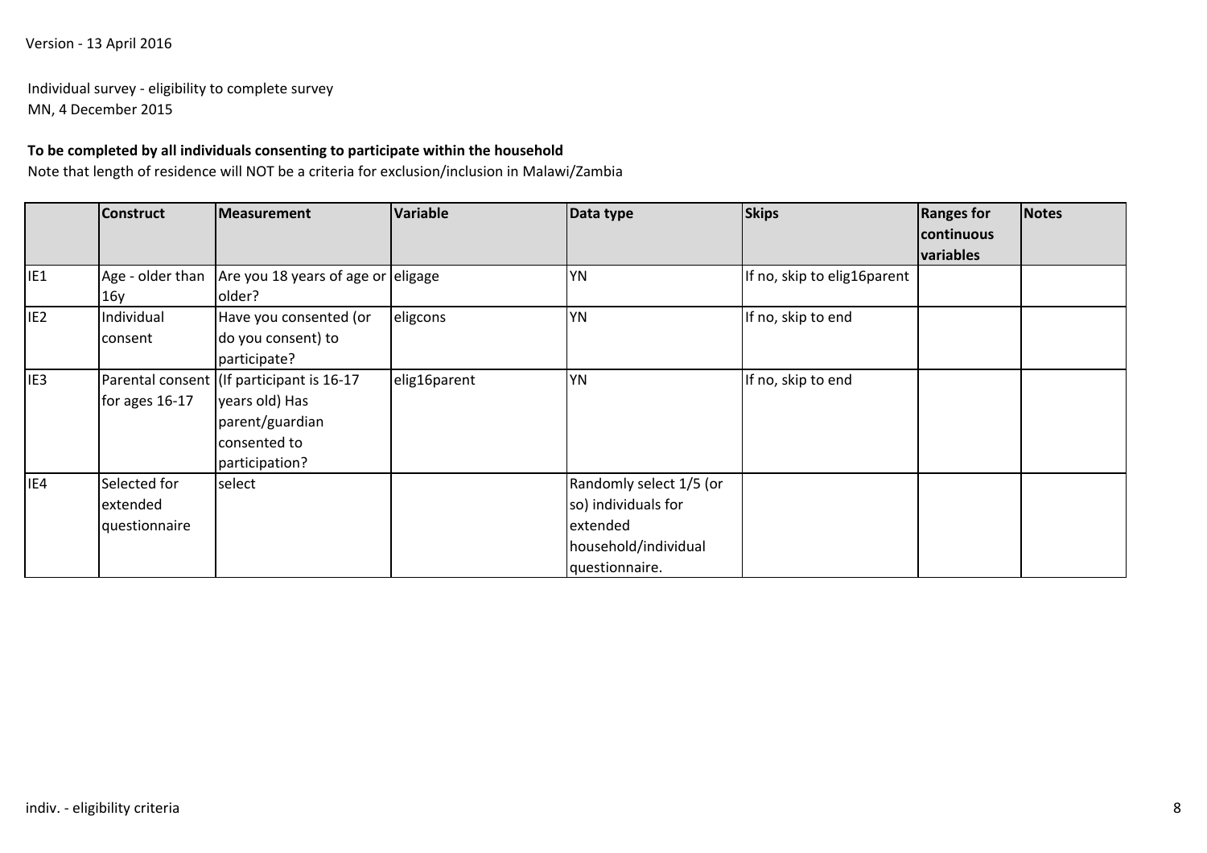Version - 13 April 2016

Individual survey - eligibility to complete survey
MN, 4 December 2015

**To be completed by all individuals consenting to participate within the household**

Note that length of residence will NOT be a criteria for exclusion/inclusion in Malawi/Zambia

| | **Construct** | **Measurement** | **Variable** | **Data type** | **Skips** | **Ranges for continuous variables** | **Notes** |
|---|---|---|---|---|---|---|---|
| IE1 | Age - older than 16y | Are you 18 years of age or older? | eligage | YN | If no, skip to elig16parent | | |
| IE2 | Individual consent | Have you consented (or do you consent) to participate? | eligcons | YN | If no, skip to end | | |
| IE3 | Parental consent for ages 16-17 | (If participant is 16-17 years old) Has parent/guardian consented to participation? | elig16parent | YN | If no, skip to end | | |
| IE4 | Selected for extended questionnaire | select | | Randomly select 1/5 (or so) individuals for extended household/individual questionnaire. | | | |

indiv. - eligibility criteria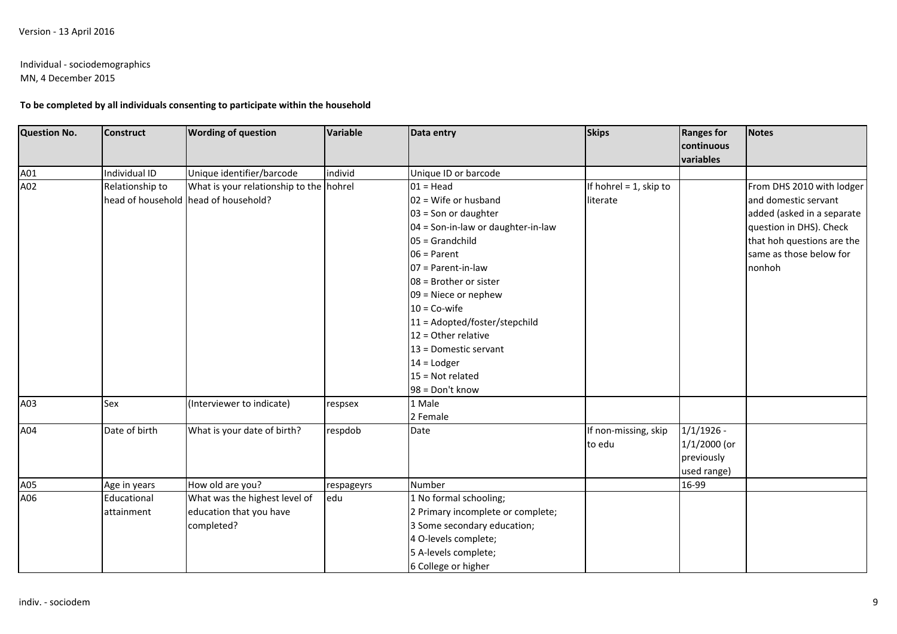Version - 13 April 2016

Individual - sociodemographics
MN, 4 December 2015

**To be completed by all individuals consenting to participate within the household**

| Question No. | Construct | Wording of question | Variable | Data entry | Skips | Ranges for continuous variables | Notes |
|---|---|---|---|---|---|---|---|
| A01 | Individual ID | Unique identifier/barcode | indivíd | Unique ID or barcode | | | |
| A02 | Relationship to head of household | What is your relationship to the head of household? | hohrel | 01 = Head<br>02 = Wife or husband<br>03 = Son or daughter<br>04 = Son-in-law or daughter-in-law<br>05 = Grandchild<br>06 = Parent<br>07 = Parent-in-law<br>08 = Brother or sister<br>09 = Niece or nephew<br>10 = Co-wife<br>11 = Adopted/foster/stepchild<br>12 = Other relative<br>13 = Domestic servant<br>14 = Lodger<br>15 = Not related<br>98 = Don't know | If hohrel = 1, skip to literate | | From DHS 2010 with lodger and domestic servant added (asked in a separate question in DHS). Check that hoh questions are the same as those below for nonhoh |
| A03 | Sex | (Interviewer to indicate) | respsex | 1 Male<br>2 Female | | | |
| A04 | Date of birth | What is your date of birth? | respdob | Date | If non-missing, skip to edu | 1/1/1926 - 1/1/2000 (or previously used range) | |
| A05 | Age in years | How old are you? | respageyrs | Number | | 16-99 | |
| A06 | Educational attainment | What was the highest level of education that you have completed? | edu | 1 No formal schooling;<br>2 Primary incomplete or complete;<br>3 Some secondary education;<br>4 O-levels complete;<br>5 A-levels complete;<br>6 College or higher | | | |

indiv. - sociodem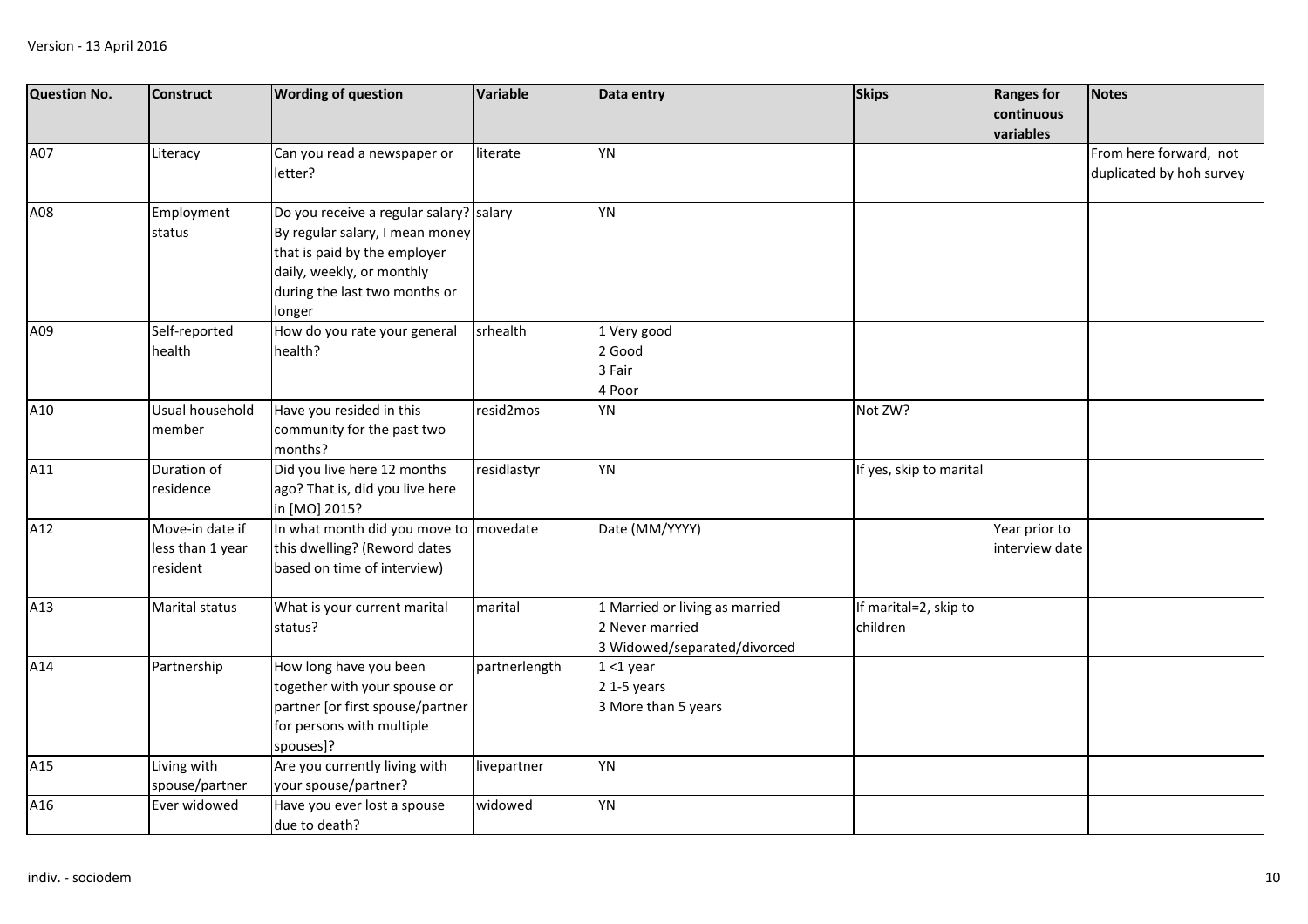| Question No. | Construct | Wording of question | Variable | Data entry | Skips | Ranges for continuous variables | Notes |
|---|---|---|---|---|---|---|---|
| A07 | Literacy | Can you read a newspaper or letter? | literate | YN | | | From here forward, not duplicated by hoh survey |
| A08 | Employment status | Do you receive a regular salary? By regular salary, I mean money that is paid by the employer daily, weekly, or monthly during the last two months or longer | salary | YN | | | |
| A09 | Self-reported health | How do you rate your general health? | srhealth | 1 Very good<br>2 Good<br>3 Fair<br>4 Poor | | | |
| A10 | Usual household member | Have you resided in this community for the past two months? | resid2mos | YN | Not ZW? | | |
| A11 | Duration of residence | Did you live here 12 months ago? That is, did you live here in [MO] 2015? | residlastyr | YN | If yes, skip to marital | | |
| A12 | Move-in date if less than 1 year resident | In what month did you move to this dwelling? (Reword dates based on time of interview) | movedate | Date (MM/YYYY) | | Year prior to interview date | |
| A13 | Marital status | What is your current marital status? | marital | 1 Married or living as married<br>2 Never married<br>3 Widowed/separated/divorced | If marital=2, skip to children | | |
| A14 | Partnership | How long have you been together with your spouse or partner [or first spouse/partner for persons with multiple spouses]? | partnerlength | 1 <1 year<br>2 1-5 years<br>3 More than 5 years | | | |
| A15 | Living with spouse/partner | Are you currently living with your spouse/partner? | livepartner | YN | | | |
| A16 | Ever widowed | Have you ever lost a spouse due to death? | widowed | YN | | | |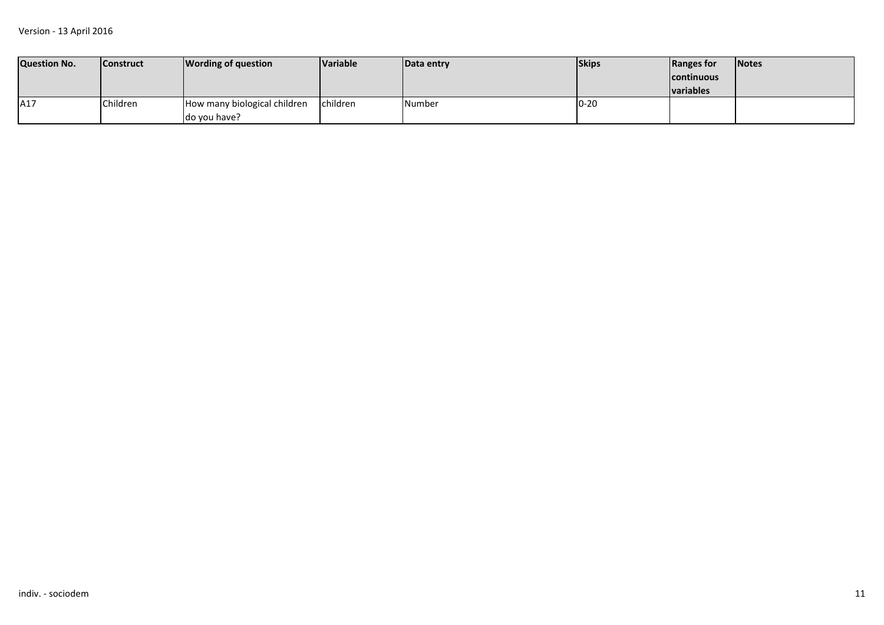| Question No. | Construct | Wording of question | Variable | Data entry | Skips | Ranges for continuous variables | Notes |
| --- | --- | --- | --- | --- | --- | --- | --- |
| A17 | Children | How many biological children do you have? | children | Number | 0-20 | | |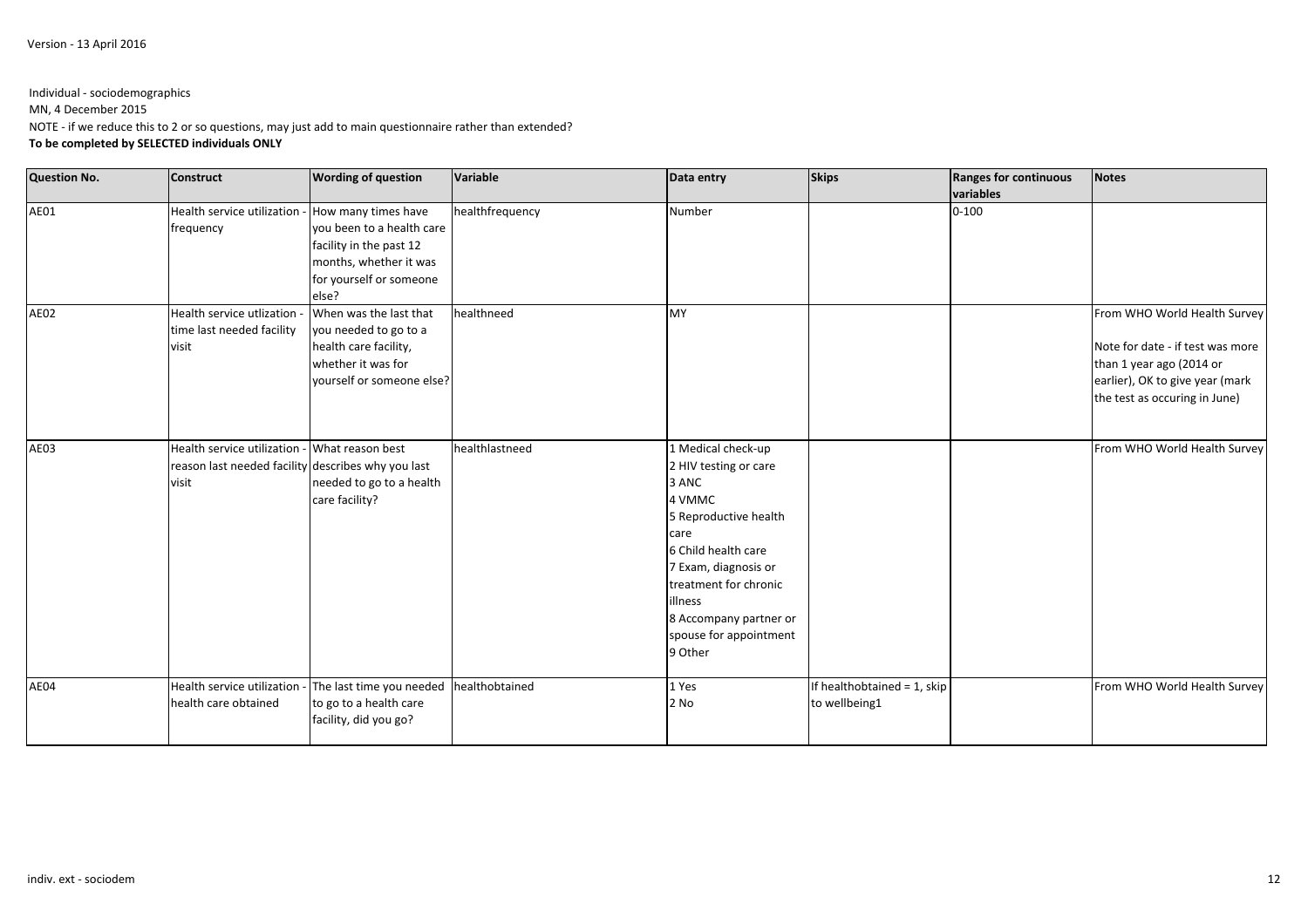Version - 13 April 2016

Individual - sociodemographics

MN, 4 December 2015

NOTE - if we reduce this to 2 or so questions, may just add to main questionnaire rather than extended?

**To be completed by SELECTED individuals ONLY**

| Question No. | Construct | Wording of question | Variable | Data entry | Skips | Ranges for continuous variables | Notes |
|---|---|---|---|---|---|---|---|
| AE01 | Health service utilization - frequency | How many times have you been to a health care facility in the past 12 months, whether it was for yourself or someone else? | healthfrequency | Number | | 0-100 | |
| AE02 | Health service utlization - time last needed facility visit | When was the last that you needed to go to a health care facility, whether it was for yourself or someone else? | healthneed | MY | | | From WHO World Health Survey<br><br>Note for date - if test was more than 1 year ago (2014 or earlier), OK to give year (mark the test as occuring in June) |
| AE03 | Health service utilization - reason last needed facility visit | What reason best describes why you last needed to go to a health care facility? | healthlastneed | 1 Medical check-up<br>2 HIV testing or care<br>3 ANC<br>4 VMMC<br>5 Reproductive health care<br>6 Child health care<br>7 Exam, diagnosis or treatment for chronic illness<br>8 Accompany partner or spouse for appointment<br>9 Other | | | From WHO World Health Survey |
| AE04 | Health service utilization - health care obtained | The last time you needed to go to a health care facility, did you go? | healthobtained | 1 Yes<br>2 No | If healthobtained = 1, skip to wellbeing1 | | From WHO World Health Survey |

indiv. ext - sociodem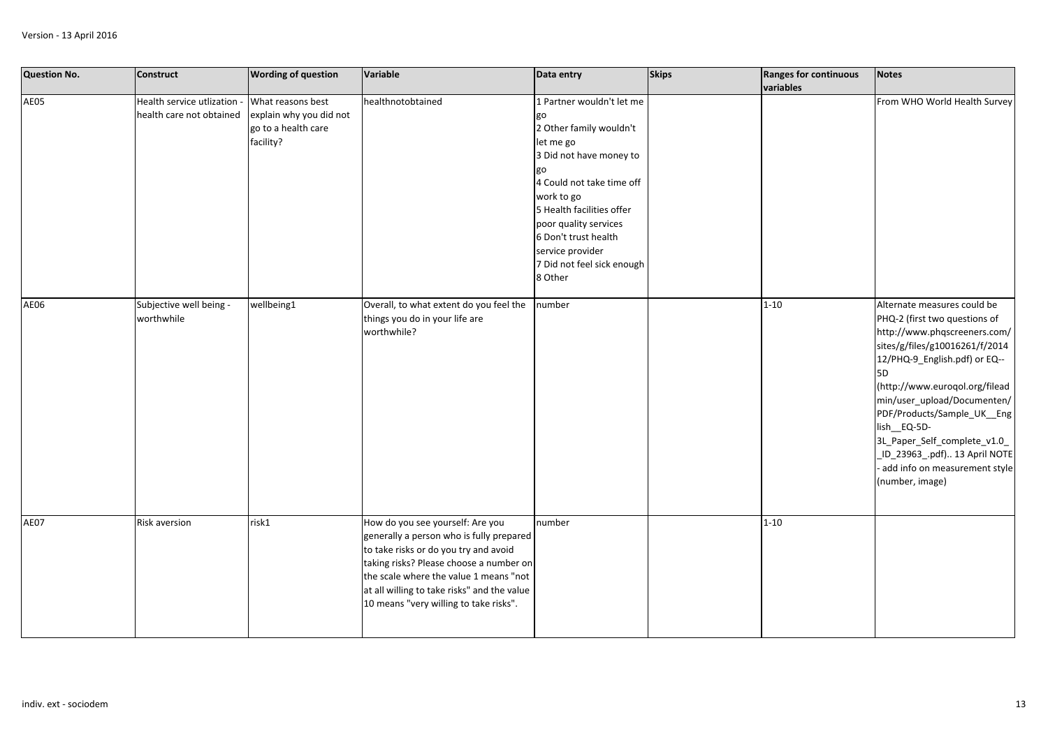| Question No. | Construct | Wording of question | Variable | Data entry | Skips | Ranges for continuous variables | Notes |
|---|---|---|---|---|---|---|---|
| AE05 | Health service utlization - health care not obtained | What reasons best explain why you did not go to a health care facility? | healthnotobtained | 1 Partner wouldn't let me go<br>2 Other family wouldn't let me go<br>3 Did not have money to go<br>4 Could not take time off work to go<br>5 Health facilities offer poor quality services<br>6 Don't trust health service provider<br>7 Did not feel sick enough<br>8 Other | | | From WHO World Health Survey |
| AE06 | Subjective well being - worthwhile | wellbeing1 | Overall, to what extent do you feel the things you do in your life are worthwhile? | number | | 1-10 | Alternate measures could be PHQ-2 (first two questions of http://www.phqscreeners.com/sites/g/files/g10016261/f/201412/PHQ-9_English.pdf) or EQ--5D (http://www.euroqol.org/fileadmin/user_upload/Documenten/PDF/Products/Sample_UK__English__EQ-5D-3L_Paper_Self_complete_v1.0__ID_23963_.pdf).. 13 April NOTE - add info on measurement style (number, image) |
| AE07 | Risk aversion | risk1 | How do you see yourself: Are you generally a person who is fully prepared to take risks or do you try and avoid taking risks? Please choose a number on the scale where the value 1 means "not at all willing to take risks" and the value 10 means "very willing to take risks". | number | | 1-10 | |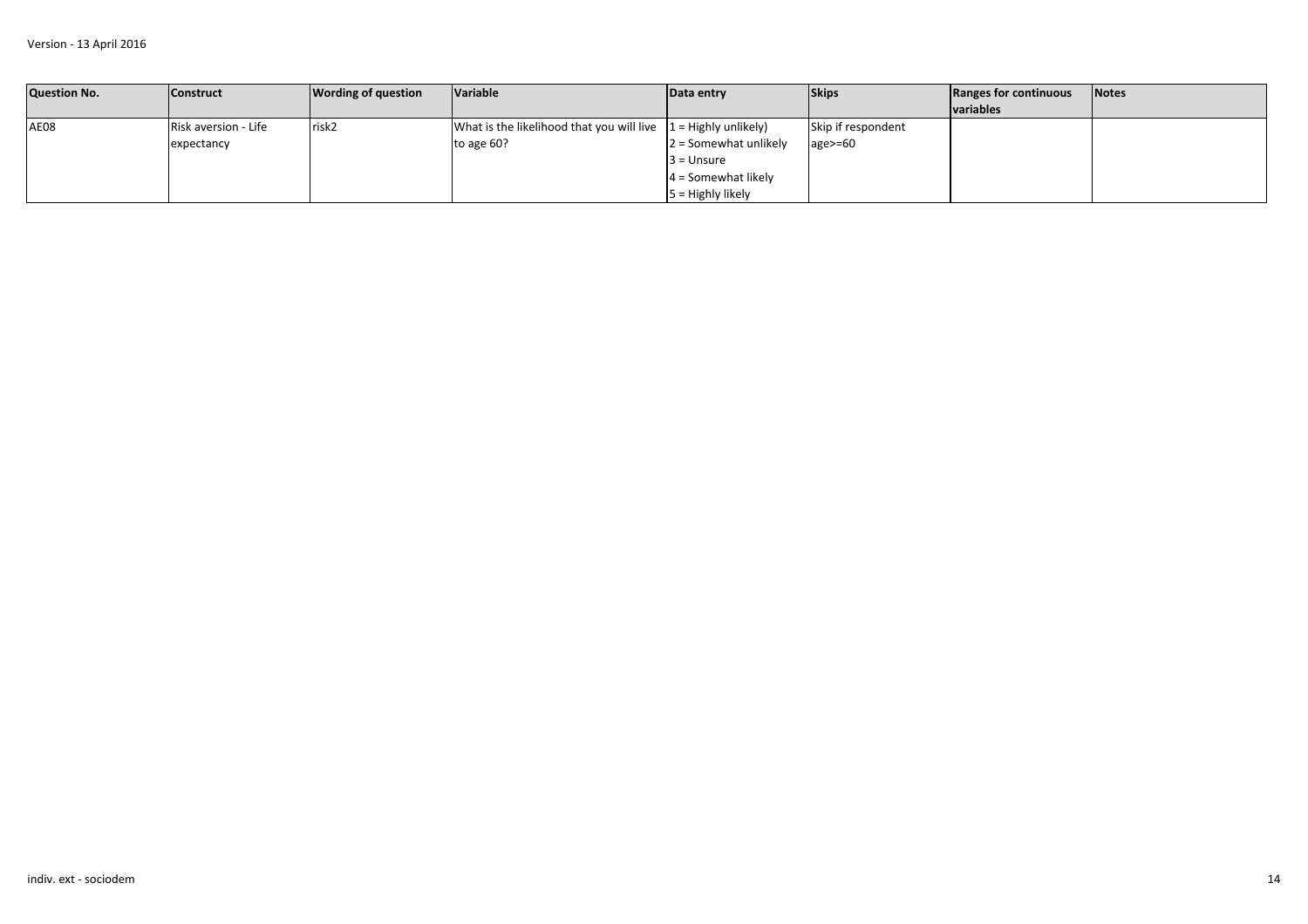Version - 13 April 2016

| Question No. | Construct | Wording of question | Variable | Data entry | Skips | Ranges for continuous variables | Notes |
| --- | --- | --- | --- | --- | --- | --- | --- |
| AE08 | Risk aversion - Life expectancy | risk2 | What is the likelihood that you will live to age 60? | 1 = Highly unlikely)<br>2 = Somewhat unlikely<br>3 = Unsure<br>4 = Somewhat likely<br>5 = Highly likely | Skip if respondent age>=60 | | |

indiv. ext - sociodem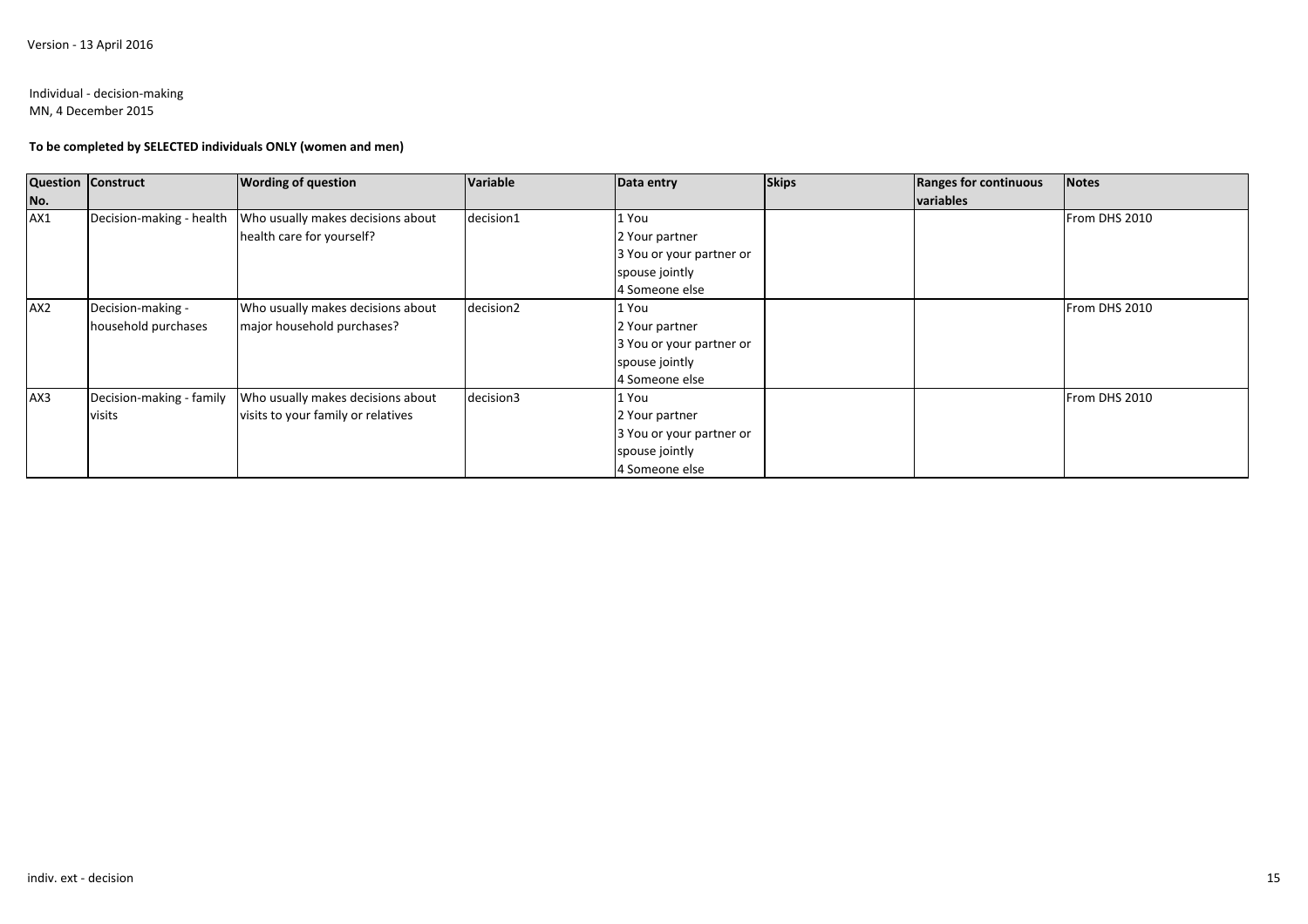Version - 13 April 2016

Individual - decision-making
MN, 4 December 2015

**To be completed by SELECTED individuals ONLY (women and men)**

| Question No. | Construct | Wording of question | Variable | Data entry | Skips | Ranges for continuous variables | Notes |
|---|---|---|---|---|---|---|---|
| AX1 | Decision-making - health | Who usually makes decisions about health care for yourself? | decision1 | 1 You<br>2 Your partner<br>3 You or your partner or spouse jointly<br>4 Someone else | | | From DHS 2010 |
| AX2 | Decision-making - household purchases | Who usually makes decisions about major household purchases? | decision2 | 1 You<br>2 Your partner<br>3 You or your partner or spouse jointly<br>4 Someone else | | | From DHS 2010 |
| AX3 | Decision-making - family visits | Who usually makes decisions about visits to your family or relatives | decision3 | 1 You<br>2 Your partner<br>3 You or your partner or spouse jointly<br>4 Someone else | | | From DHS 2010 |

indiv. ext - decision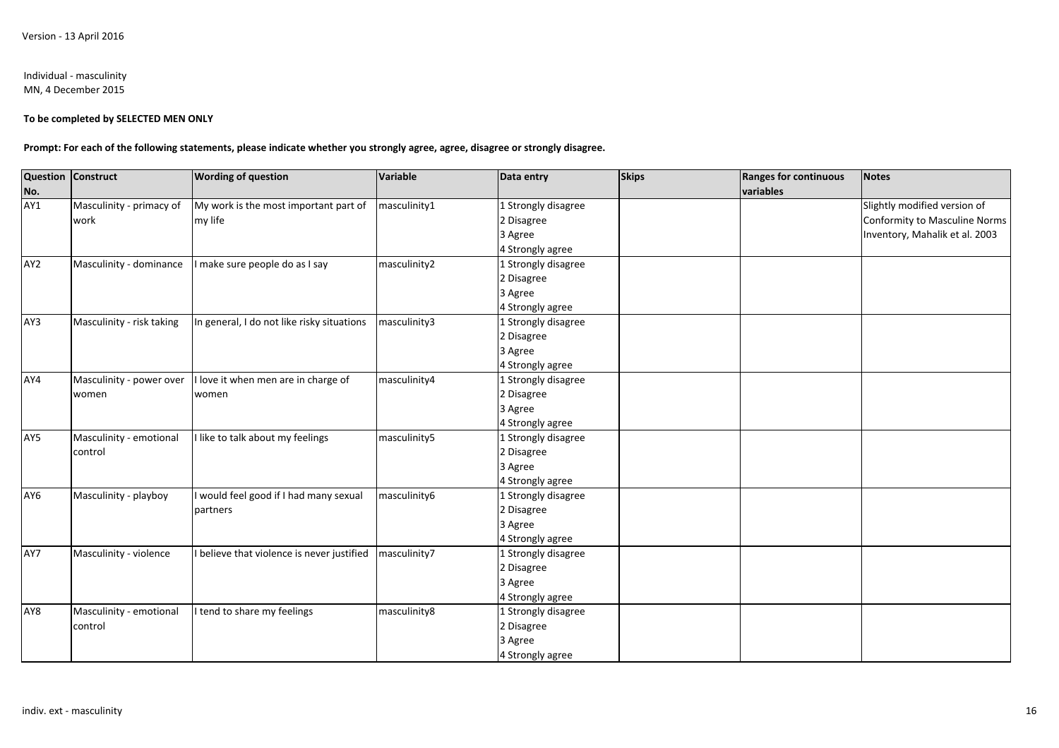Version - 13 April 2016

Individual - masculinity
MN, 4 December 2015

**To be completed by SELECTED MEN ONLY**

**Prompt: For each of the following statements, please indicate whether you strongly agree, agree, disagree or strongly disagree.**

| Question No. | Construct | Wording of question | Variable | Data entry | Skips | Ranges for continuous variables | Notes |
|---|---|---|---|---|---|---|---|
| AY1 | Masculinity - primacy of work | My work is the most important part of my life | masculinity1 | 1 Strongly disagree<br>2 Disagree<br>3 Agree<br>4 Strongly agree | | | Slightly modified version of Conformity to Masculine Norms Inventory, Mahalik et al. 2003 |
| AY2 | Masculinity - dominance | I make sure people do as I say | masculinity2 | 1 Strongly disagree<br>2 Disagree<br>3 Agree<br>4 Strongly agree | | | |
| AY3 | Masculinity - risk taking | In general, I do not like risky situations | masculinity3 | 1 Strongly disagree<br>2 Disagree<br>3 Agree<br>4 Strongly agree | | | |
| AY4 | Masculinity - power over women | I love it when men are in charge of women | masculinity4 | 1 Strongly disagree<br>2 Disagree<br>3 Agree<br>4 Strongly agree | | | |
| AY5 | Masculinity - emotional control | I like to talk about my feelings | masculinity5 | 1 Strongly disagree<br>2 Disagree<br>3 Agree<br>4 Strongly agree | | | |
| AY6 | Masculinity - playboy | I would feel good if I had many sexual partners | masculinity6 | 1 Strongly disagree<br>2 Disagree<br>3 Agree<br>4 Strongly agree | | | |
| AY7 | Masculinity - violence | I believe that violence is never justified | masculinity7 | 1 Strongly disagree<br>2 Disagree<br>3 Agree<br>4 Strongly agree | | | |
| AY8 | Masculinity - emotional control | I tend to share my feelings | masculinity8 | 1 Strongly disagree<br>2 Disagree<br>3 Agree<br>4 Strongly agree | | | |

indiv. ext - masculinity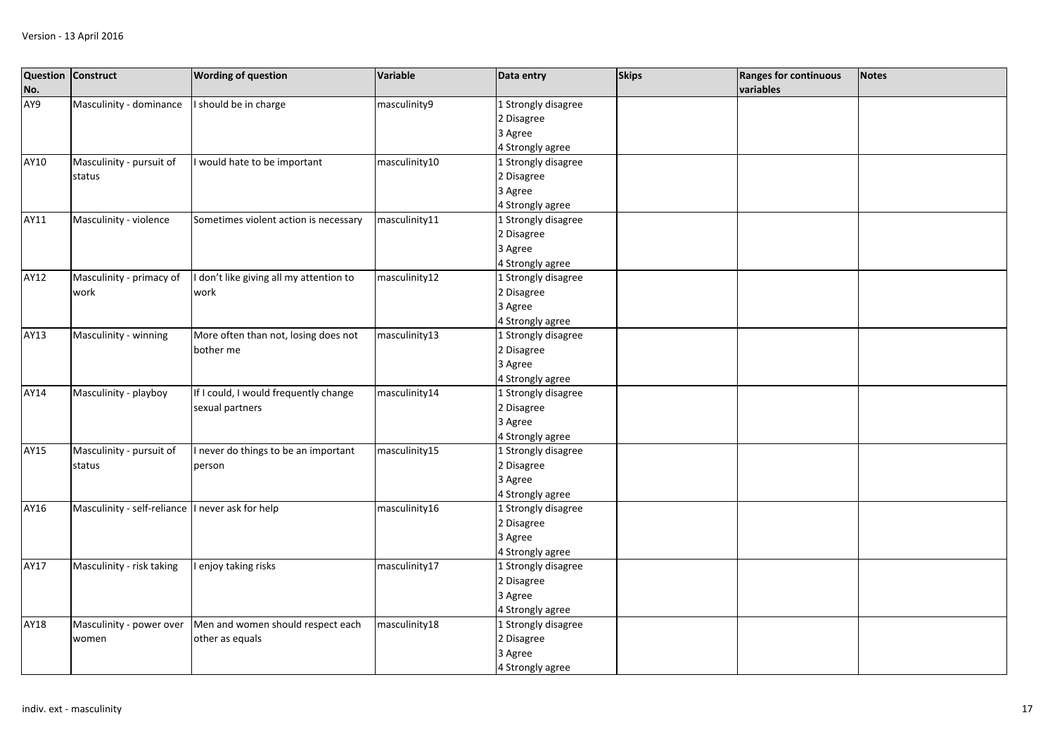| Question No. | Construct | Wording of question | Variable | Data entry | Skips | Ranges for continuous variables | Notes |
|---|---|---|---|---|---|---|---|
| AY9 | Masculinity - dominance | I should be in charge | masculinity9 | 1 Strongly disagree<br>2 Disagree<br>3 Agree<br>4 Strongly agree | | | |
| AY10 | Masculinity - pursuit of status | I would hate to be important | masculinity10 | 1 Strongly disagree<br>2 Disagree<br>3 Agree<br>4 Strongly agree | | | |
| AY11 | Masculinity - violence | Sometimes violent action is necessary | masculinity11 | 1 Strongly disagree<br>2 Disagree<br>3 Agree<br>4 Strongly agree | | | |
| AY12 | Masculinity - primacy of work | I don't like giving all my attention to work | masculinity12 | 1 Strongly disagree<br>2 Disagree<br>3 Agree<br>4 Strongly agree | | | |
| AY13 | Masculinity - winning | More often than not, losing does not bother me | masculinity13 | 1 Strongly disagree<br>2 Disagree<br>3 Agree<br>4 Strongly agree | | | |
| AY14 | Masculinity - playboy | If I could, I would frequently change sexual partners | masculinity14 | 1 Strongly disagree<br>2 Disagree<br>3 Agree<br>4 Strongly agree | | | |
| AY15 | Masculinity - pursuit of status | I never do things to be an important person | masculinity15 | 1 Strongly disagree<br>2 Disagree<br>3 Agree<br>4 Strongly agree | | | |
| AY16 | Masculinity - self-reliance | I never ask for help | masculinity16 | 1 Strongly disagree<br>2 Disagree<br>3 Agree<br>4 Strongly agree | | | |
| AY17 | Masculinity - risk taking | I enjoy taking risks | masculinity17 | 1 Strongly disagree<br>2 Disagree<br>3 Agree<br>4 Strongly agree | | | |
| AY18 | Masculinity - power over women | Men and women should respect each other as equals | masculinity18 | 1 Strongly disagree<br>2 Disagree<br>3 Agree<br>4 Strongly agree | | | |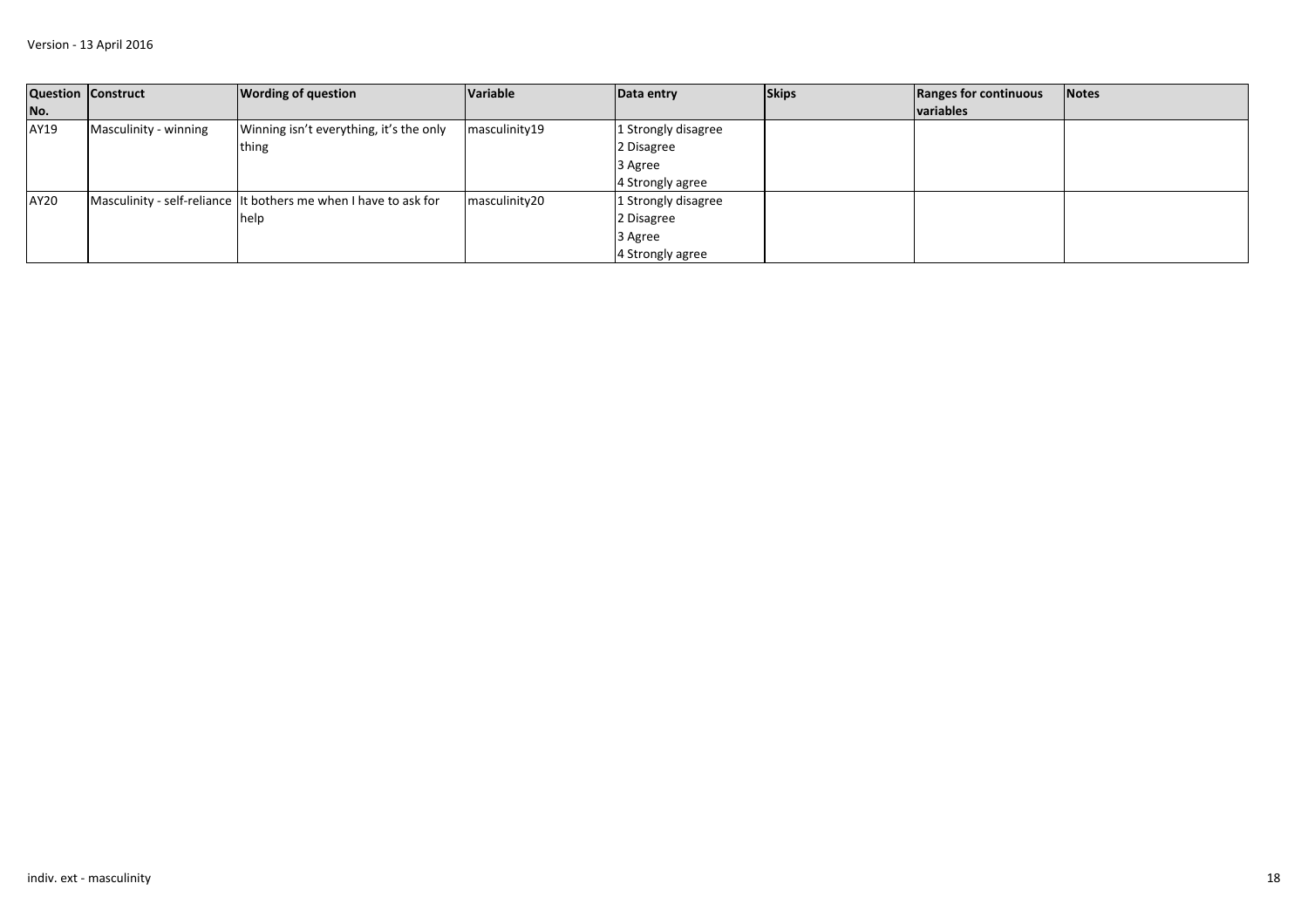Version - 13 April 2016

| Question No. | Construct | Wording of question | Variable | Data entry | Skips | Ranges for continuous variables | Notes |
| --- | --- | --- | --- | --- | --- | --- | --- |
| AY19 | Masculinity - winning | Winning isn’t everything, it’s the only thing | masculinity19 | 1 Strongly disagree<br>2 Disagree<br>3 Agree<br>4 Strongly agree | | | |
| AY20 | Masculinity - self-reliance | It bothers me when I have to ask for help | masculinity20 | 1 Strongly disagree<br>2 Disagree<br>3 Agree<br>4 Strongly agree | | | |

indiv. ext - masculinity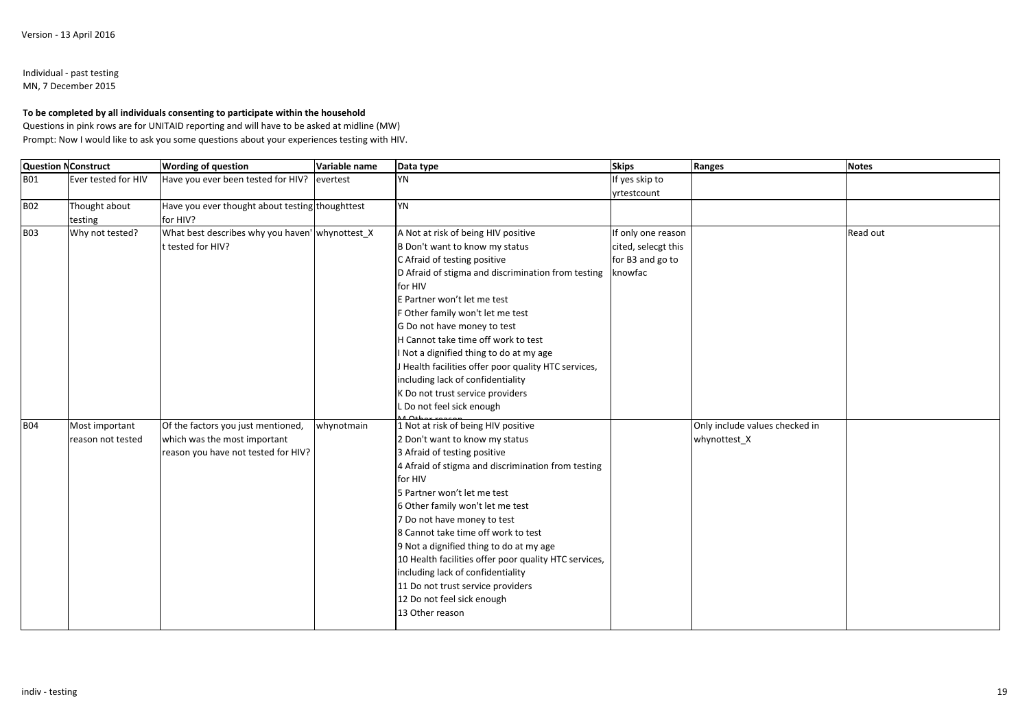Version - 13 April 2016

Individual - past testing
MN, 7 December 2015

**To be completed by all individuals consenting to participate within the household**
Questions in pink rows are for UNITAID reporting and will have to be asked at midline (MW)
Prompt: Now I would like to ask you some questions about your experiences testing with HIV.

| Question N | Construct | Wording of question | Variable name | Data type | Skips | Ranges | Notes |
|---|---|---|---|---|---|---|---|
| B01 | Ever tested for HIV | Have you ever been tested for HIV? | evertest | YN | If yes skip to yrtestcount | | |
| B02 | Thought about testing | Have you ever thought about testing for HIV? | thoughttest | YN | | | |
| B03 | Why not tested? | What best describes why you haven't tested for HIV? | whynottest_X | A Not at risk of being HIV positive<br>B Don't want to know my status<br>C Afraid of testing positive<br>D Afraid of stigma and discrimination from testing for HIV<br>E Partner won't let me test<br>F Other family won't let me test<br>G Do not have money to test<br>H Cannot take time off work to test<br>I Not a dignified thing to do at my age<br>J Health facilities offer poor quality HTC services, including lack of confidentiality<br>K Do not trust service providers<br>L Do not feel sick enough<br>M Other reason | If only one reason cited, selecgt this for B3 and go to knowfac | | Read out |
| B04 | Most important reason not tested | Of the factors you just mentioned, which was the most important reason you have not tested for HIV? | whynotmain | 1 Not at risk of being HIV positive<br>2 Don't want to know my status<br>3 Afraid of testing positive<br>4 Afraid of stigma and discrimination from testing for HIV<br>5 Partner won't let me test<br>6 Other family won't let me test<br>7 Do not have money to test<br>8 Cannot take time off work to test<br>9 Not a dignified thing to do at my age<br>10 Health facilities offer poor quality HTC services, including lack of confidentiality<br>11 Do not trust service providers<br>12 Do not feel sick enough<br>13 Other reason | | Only include values checked in whynottest_X | |

indiv - testing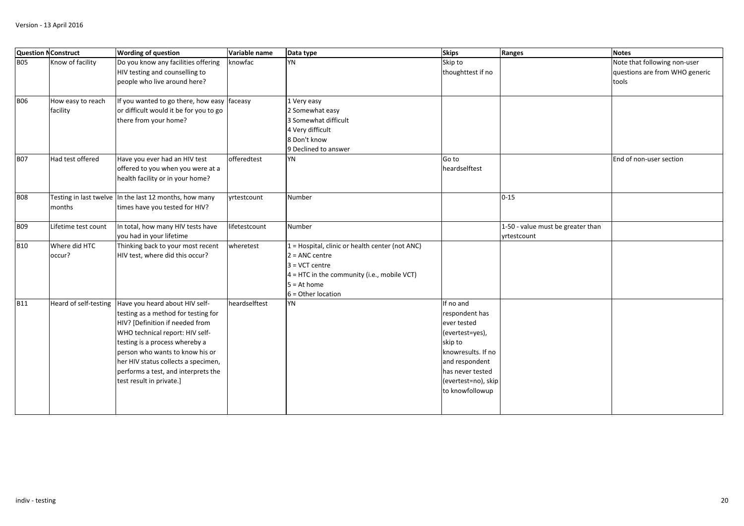Version - 13 April 2016

| Question N | Construct | Wording of question | Variable name | Data type | Skips | Ranges | Notes |
|---|---|---|---|---|---|---|---|
| B05 | Know of facility | Do you know any facilities offering HIV testing and counselling to people who live around here? | knowfac | YN | Skip to thoughttest if no | | Note that following non-user questions are from WHO generic tools |
| B06 | How easy to reach facility | If you wanted to go there, how easy or difficult would it be for you to go there from your home? | faceasy | 1 Very easy<br>2 Somewhat easy<br>3 Somewhat difficult<br>4 Very difficult<br>8 Don't know<br>9 Declined to answer | | | |
| B07 | Had test offered | Have you ever had an HIV test offered to you when you were at a health facility or in your home? | offeredtest | YN | Go to heardselftest | | End of non-user section |
| B08 | Testing in last twelve months | In the last 12 months, how many times have you tested for HIV? | yrtestcount | Number | | 0-15 | |
| B09 | Lifetime test count | In total, how many HIV tests have you had in your lifetime | lifetestcount | Number | | 1-50 - value must be greater than yrtestcount | |
| B10 | Where did HTC occur? | Thinking back to your most recent HIV test, where did this occur? | wheretest | 1 = Hospital, clinic or health center (not ANC)<br>2 = ANC centre<br>3 = VCT centre<br>4 = HTC in the community (i.e., mobile VCT)<br>5 = At home<br>6 = Other location | | | |
| B11 | Heard of self-testing | Have you heard about HIV self-testing as a method for testing for HIV? [Definition if needed from WHO technical report: HIV self-testing is a process whereby a person who wants to know his or her HIV status collects a specimen, performs a test, and interprets the test result in private.] | heardselftest | YN | If no and respondent has ever tested (evertest=yes), skip to knowresults. If no and respondent has never tested (evertest=no), skip to knowfollowup | | |

indiv - testing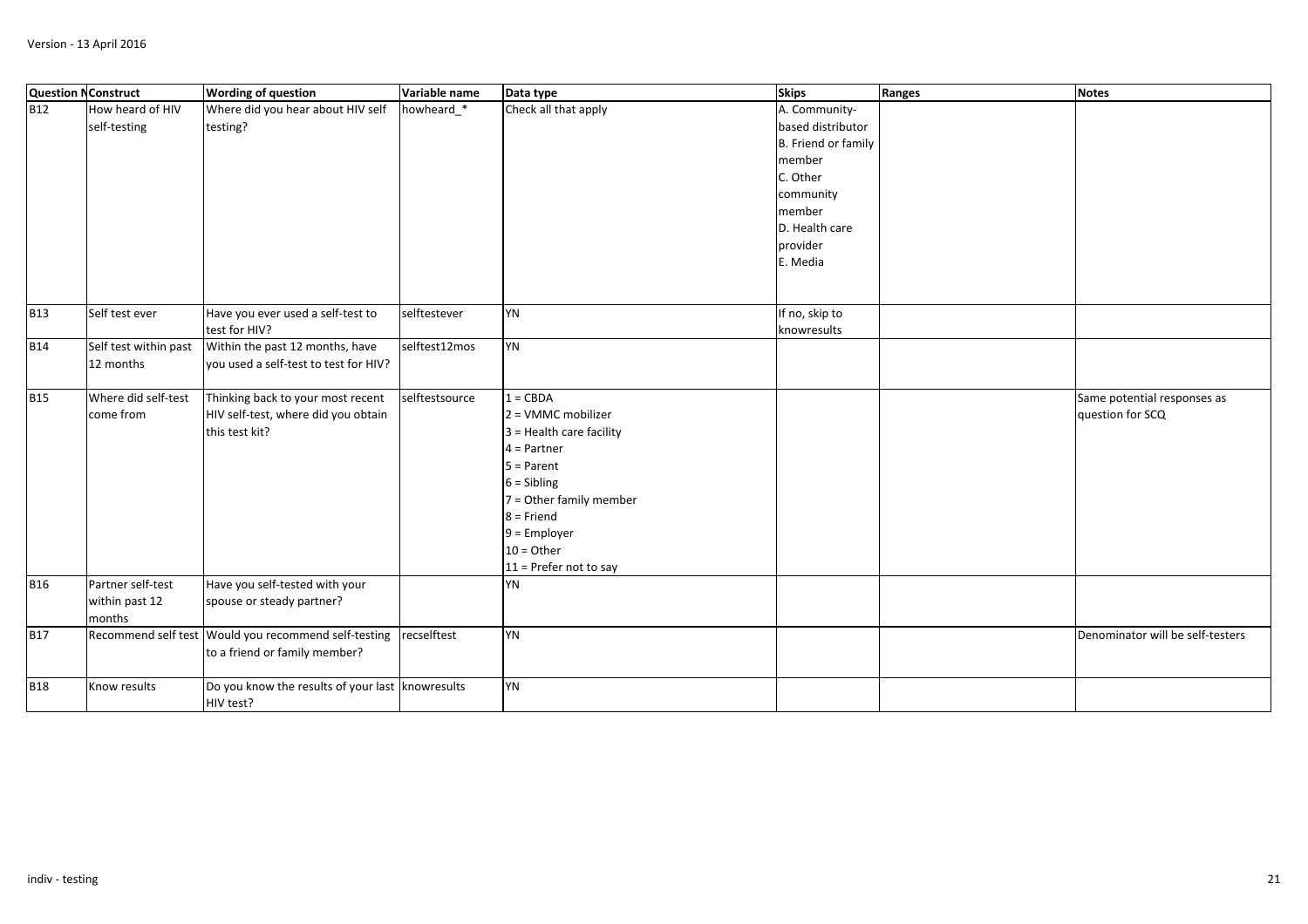Version - 13 April 2016

| Question N | Construct | Wording of question | Variable name | Data type | Skips | Ranges | Notes |
|---|---|---|---|---|---|---|---|
| B12 | How heard of HIV self-testing | Where did you hear about HIV self testing? | howheard_* | Check all that apply | A. Community-based distributor<br>B. Friend or family member<br>C. Other community member<br>D. Health care provider<br>E. Media | | |
| B13 | Self test ever | Have you ever used a self-test to test for HIV? | selftestever | YN | If no, skip to knowresults | | |
| B14 | Self test within past 12 months | Within the past 12 months, have you used a self-test to test for HIV? | selftest12mos | YN | | | |
| B15 | Where did self-test come from | Thinking back to your most recent HIV self-test, where did you obtain this test kit? | selftestsource | 1 = CBDA<br>2 = VMMC mobilizer<br>3 = Health care facility<br>4 = Partner<br>5 = Parent<br>6 = Sibling<br>7 = Other family member<br>8 = Friend<br>9 = Employer<br>10 = Other<br>11 = Prefer not to say | | | Same potential responses as question for SCQ |
| B16 | Partner self-test within past 12 months | Have you self-tested with your spouse or steady partner? | | YN | | | |
| B17 | Recommend self test | Would you recommend self-testing to a friend or family member? | recselftest | YN | | | Denominator will be self-testers |
| B18 | Know results | Do you know the results of your last HIV test? | knowresults | YN | | | |

indiv - testing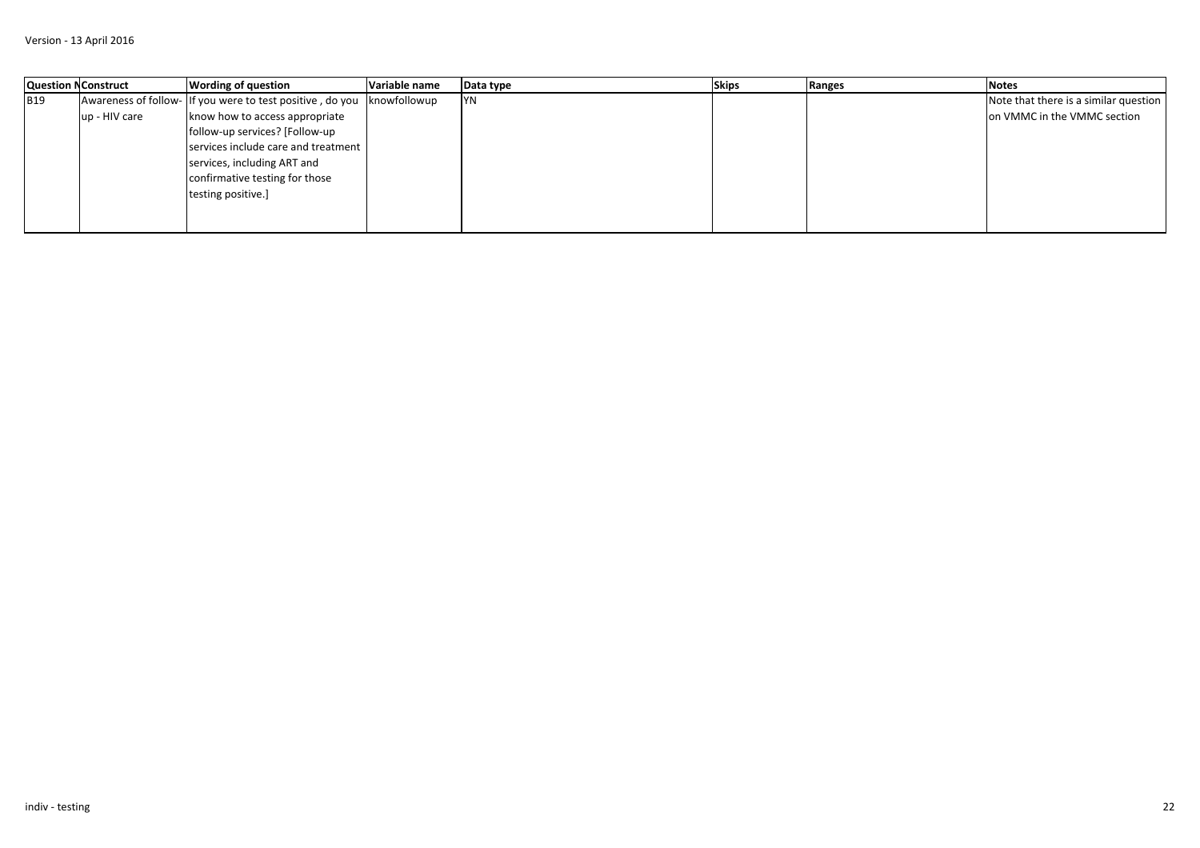| Question N | Construct | Wording of question | Variable name | Data type | Skips | Ranges | Notes |
|---|---|---|---|---|---|---|---|
| B19 | Awareness of follow-up - HIV care | If you were to test positive , do you know how to access appropriate follow-up services? [Follow-up services include care and treatment services, including ART and confirmative testing for those testing positive.] | knowfollowup | YN | | | Note that there is a similar question on VMMC in the VMMC section |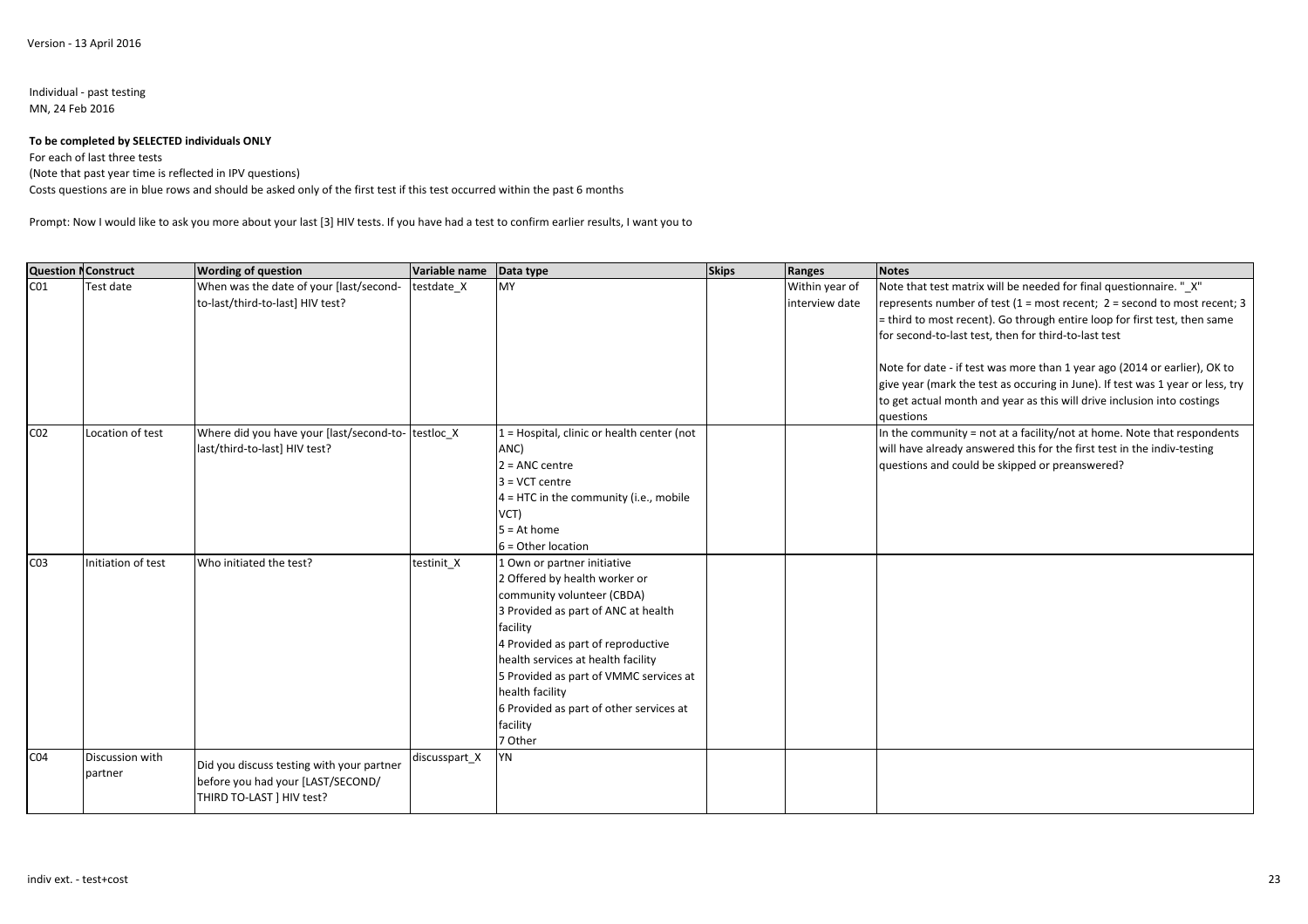Version - 13 April 2016

Individual - past testing
MN, 24 Feb 2016

**To be completed by SELECTED individuals ONLY**

For each of last three tests

(Note that past year time is reflected in IPV questions)

Costs questions are in blue rows and should be asked only of the first test if this test occurred within the past 6 months

Prompt: Now I would like to ask you more about your last [3] HIV tests. If you have had a test to confirm earlier results, I want you to

| Question N | Construct | Wording of question | Variable name | Data type | Skips | Ranges | Notes |
|---|---|---|---|---|---|---|---|
| C01 | Test date | When was the date of your [last/second-to-last/third-to-last] HIV test? | testdate_X | MY | | Within year of interview date | Note that test matrix will be needed for final questionnaire. "_X" represents number of test (1 = most recent; 2 = second to most recent; 3 = third to most recent). Go through entire loop for first test, then same for second-to-last test, then for third-to-last test<br><br>Note for date - if test was more than 1 year ago (2014 or earlier), OK to give year (mark the test as occuring in June). If test was 1 year or less, try to get actual month and year as this will drive inclusion into costings questions |
| C02 | Location of test | Where did you have your [last/second-to-last/third-to-last] HIV test? | testloc_X | 1 = Hospital, clinic or health center (not ANC)<br>2 = ANC centre<br>3 = VCT centre<br>4 = HTC in the community (i.e., mobile VCT)<br>5 = At home<br>6 = Other location | | | In the community = not at a facility/not at home. Note that respondents will have already answered this for the first test in the indiv-testing questions and could be skipped or preanswered? |
| C03 | Initiation of test | Who initiated the test? | testinit_X | 1 Own or partner initiative<br>2 Offered by health worker or community volunteer (CBDA)<br>3 Provided as part of ANC at health facility<br>4 Provided as part of reproductive health services at health facility<br>5 Provided as part of VMMC services at health facility<br>6 Provided as part of other services at facility<br>7 Other | | | |
| C04 | Discussion with partner | Did you discuss testing with your partner before you had your [LAST/SECOND/ THIRD TO-LAST ] HIV test? | discusspart_X | YN | | | |

indiv ext. - test+cost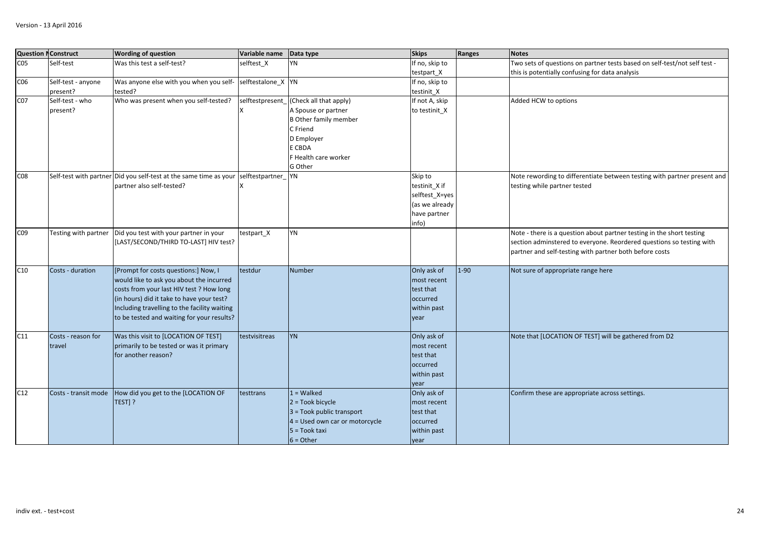Version - 13 April 2016

| Question N | Construct | Wording of question | Variable name | Data type | Skips | Ranges | Notes |
|---|---|---|---|---|---|---|---|
| C05 | Self-test | Was this test a self-test? | selftest_X | YN | If no, skip to testpart_X | | Two sets of questions on partner tests based on self-test/not self test - this is potentially confusing for data analysis |
| C06 | Self-test - anyone present? | Was anyone else with you when you self-tested? | selftestalone_X | YN | If no, skip to testinit_X | | |
| C07 | Self-test - who present? | Who was present when you self-tested? | selftestpresent_X | (Check all that apply)<br>A Spouse or partner<br>B Other family member<br>C Friend<br>D Employer<br>E CBDA<br>F Health care worker<br>G Other | If not A, skip to testinit_X | | Added HCW to options |
| C08 | Self-test with partner | Did you self-test at the same time as your partner also self-tested? | selftestpartner_X | YN | Skip to testinit_X if selftest_X=yes (as we already have partner info) | | Note rewording to differentiate between testing with partner present and testing while partner tested |
| C09 | Testing with partner | Did you test with your partner in your [LAST/SECOND/THIRD TO-LAST] HIV test? | testpart_X | YN | | | Note - there is a question about partner testing in the short testing section adminstered to everyone. Reordered questions so testing with partner and self-testing with partner both before costs |
| C10 | Costs - duration | [Prompt for costs questions:] Now, I would like to ask you about the incurred costs from your last HIV test ? How long (in hours) did it take to have your test? Including travelling to the facility waiting to be tested and waiting for your results? | testdur | Number | Only ask of most recent test that occurred within past year | 1-90 | Not sure of appropriate range here |
| C11 | Costs - reason for travel | Was this visit to [LOCATION OF TEST] primarily to be tested or was it primary for another reason? | testvisitreas | YN | Only ask of most recent test that occurred within past year | | Note that [LOCATION OF TEST] will be gathered from D2 |
| C12 | Costs - transit mode | How did you get to the [LOCATION OF TEST] ? | testtrans | 1 = Walked<br>2 = Took bicycle<br>3 = Took public transport<br>4 = Used own car or motorcycle<br>5 = Took taxi<br>6 = Other | Only ask of most recent test that occurred within past year | | Confirm these are appropriate across settings. |

indiv ext. - test+cost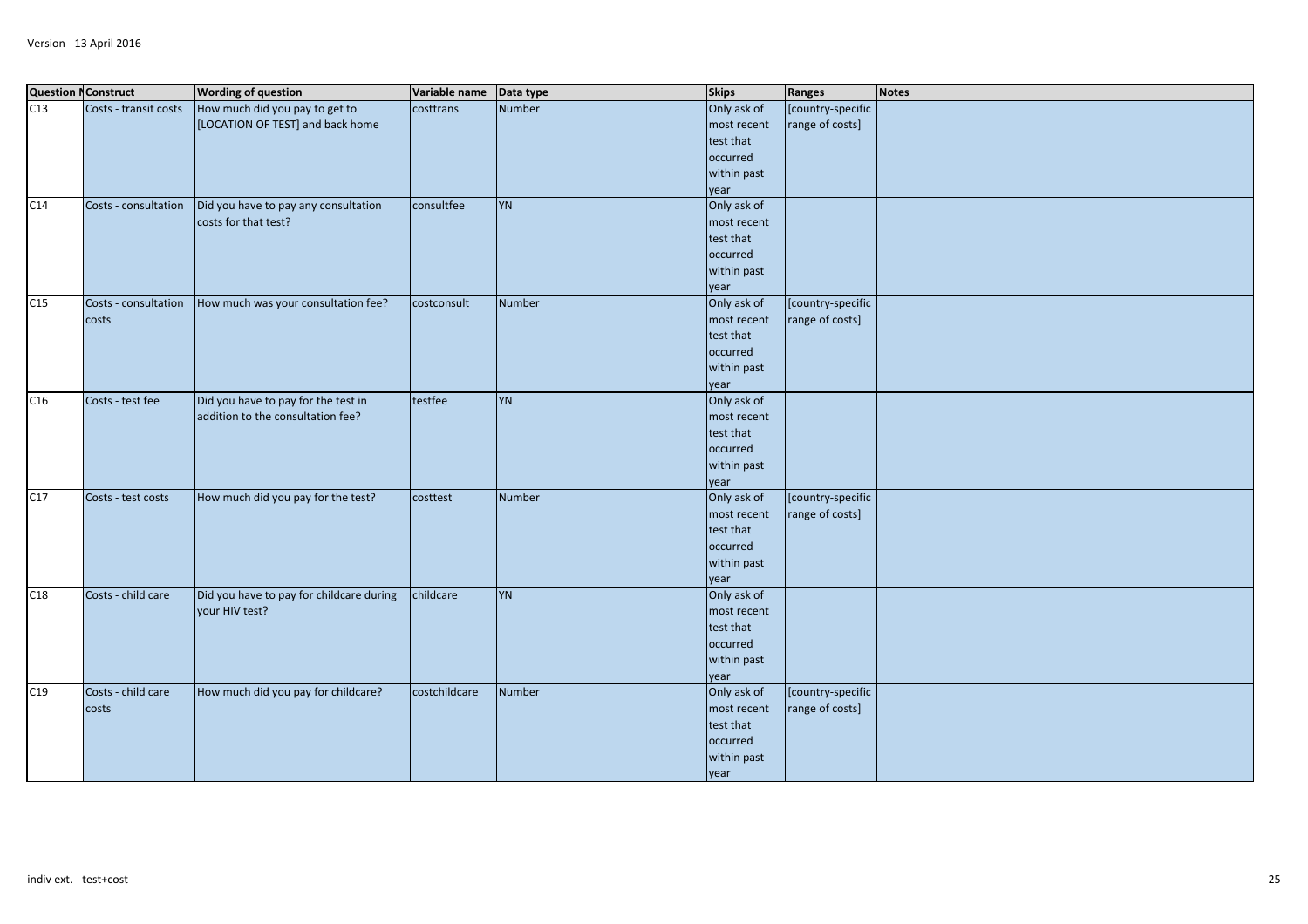| Question N | Construct | Wording of question | Variable name | Data type | Skips | Ranges | Notes |
|---|---|---|---|---|---|---|---|
| C13 | Costs - transit costs | How much did you pay to get to [LOCATION OF TEST] and back home | costtrans | Number | Only ask of most recent test that occurred within past year | [country-specific range of costs] | |
| C14 | Costs - consultation | Did you have to pay any consultation costs for that test? | consultfee | YN | Only ask of most recent test that occurred within past year | | |
| C15 | Costs - consultation costs | How much was your consultation fee? | costconsult | Number | Only ask of most recent test that occurred within past year | [country-specific range of costs] | |
| C16 | Costs - test fee | Did you have to pay for the test in addition to the consultation fee? | testfee | YN | Only ask of most recent test that occurred within past year | | |
| C17 | Costs - test costs | How much did you pay for the test? | costtest | Number | Only ask of most recent test that occurred within past year | [country-specific range of costs] | |
| C18 | Costs - child care | Did you have to pay for childcare during your HIV test? | childcare | YN | Only ask of most recent test that occurred within past year | | |
| C19 | Costs - child care costs | How much did you pay for childcare? | costchildcare | Number | Only ask of most recent test that occurred within past year | [country-specific range of costs] | |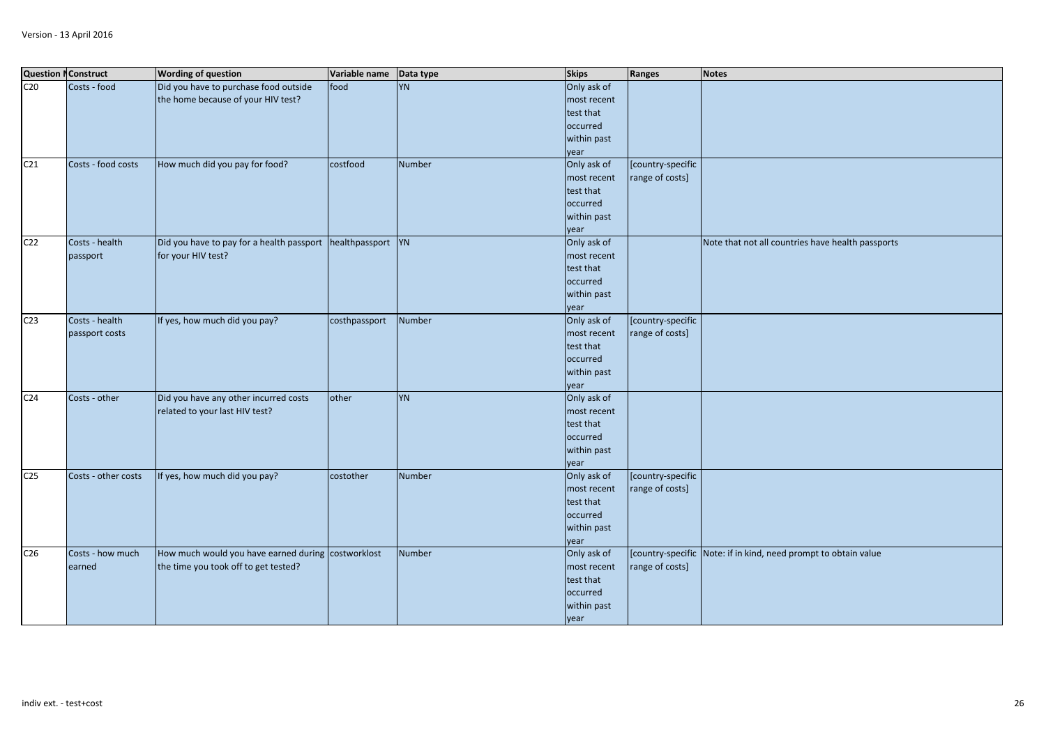| Question N | Construct | Wording of question | Variable name | Data type | Skips | Ranges | Notes |
|---|---|---|---|---|---|---|---|
| C20 | Costs - food | Did you have to purchase food outside the home because of your HIV test? | food | YN | Only ask of most recent test that occurred within past year | | |
| C21 | Costs - food costs | How much did you pay for food? | costfood | Number | Only ask of most recent test that occurred within past year | [country-specific range of costs] | |
| C22 | Costs - health passport | Did you have to pay for a health passport for your HIV test? | healthpassport | YN | Only ask of most recent test that occurred within past year | | Note that not all countries have health passports |
| C23 | Costs - health passport costs | If yes, how much did you pay? | costhpassport | Number | Only ask of most recent test that occurred within past year | [country-specific range of costs] | |
| C24 | Costs - other | Did you have any other incurred costs related to your last HIV test? | other | YN | Only ask of most recent test that occurred within past year | | |
| C25 | Costs - other costs | If yes, how much did you pay? | costother | Number | Only ask of most recent test that occurred within past year | [country-specific range of costs] | |
| C26 | Costs - how much earned | How much would you have earned during the time you took off to get tested? | costworklost | Number | Only ask of most recent test that occurred within past year | [country-specific range of costs] | Note: if in kind, need prompt to obtain value |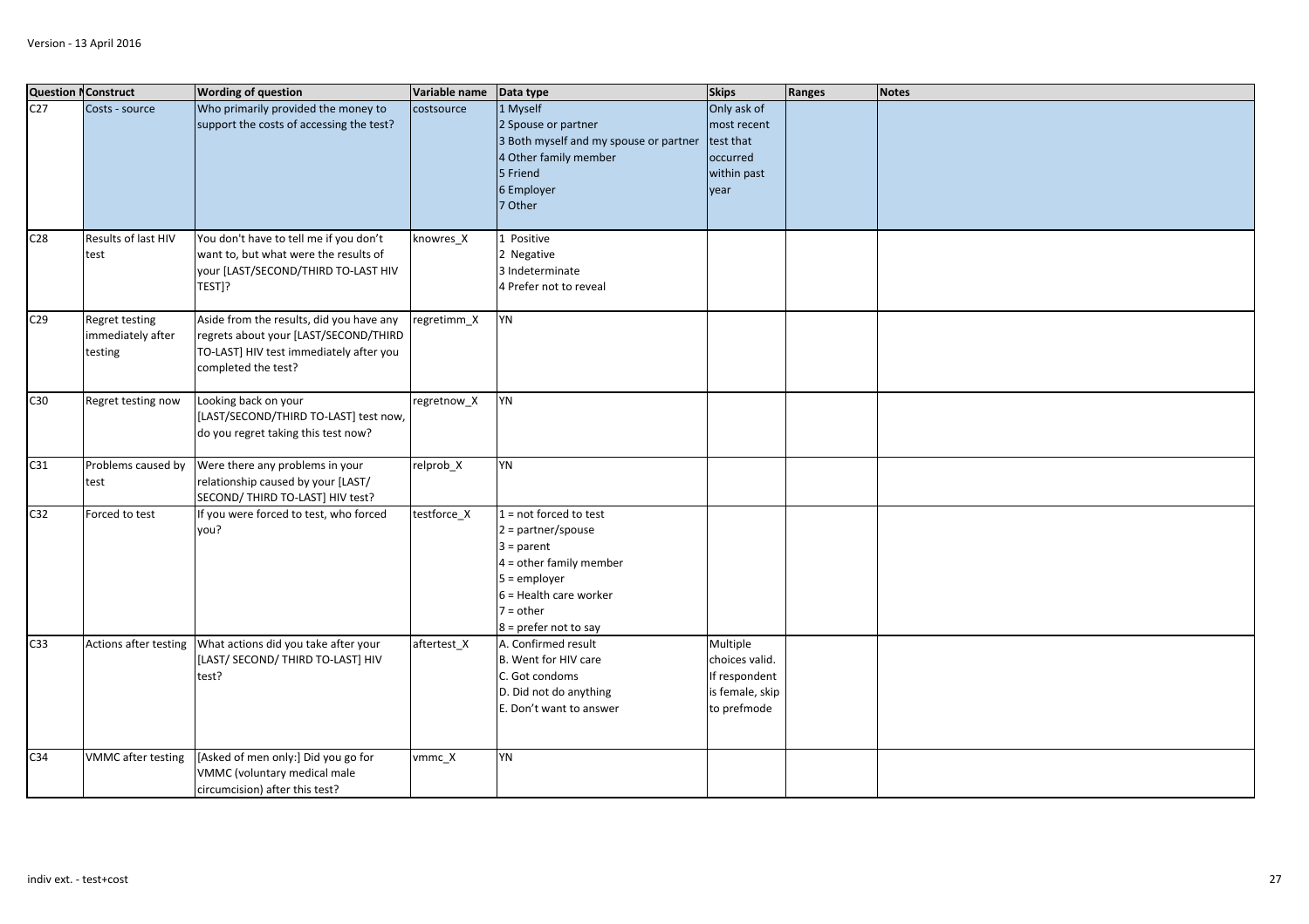Version - 13 April 2016

| Question N | Construct | Wording of question | Variable name | Data type | Skips | Ranges | Notes |
|---|---|---|---|---|---|---|---|
| C27 | Costs - source | Who primarily provided the money to support the costs of accessing the test? | costsource | 1 Myself<br>2 Spouse or partner<br>3 Both myself and my spouse or partner<br>4 Other family member<br>5 Friend<br>6 Employer<br>7 Other | Only ask of most recent test that occurred within past year | | |
| C28 | Results of last HIV test | You don't have to tell me if you don't want to, but what were the results of your [LAST/SECOND/THIRD TO-LAST HIV TEST]? | knowres_X | 1 Positive<br>2 Negative<br>3 Indeterminate<br>4 Prefer not to reveal | | | |
| C29 | Regret testing immediately after testing | Aside from the results, did you have any regrets about your [LAST/SECOND/THIRD TO-LAST] HIV test immediately after you completed the test? | regretimm_X | YN | | | |
| C30 | Regret testing now | Looking back on your [LAST/SECOND/THIRD TO-LAST] test now, do you regret taking this test now? | regretnow_X | YN | | | |
| C31 | Problems caused by test | Were there any problems in your relationship caused by your [LAST/ SECOND/ THIRD TO-LAST] HIV test? | relprob_X | YN | | | |
| C32 | Forced to test | If you were forced to test, who forced you? | testforce_X | 1 = not forced to test<br>2 = partner/spouse<br>3 = parent<br>4 = other family member<br>5 = employer<br>6 = Health care worker<br>7 = other<br>8 = prefer not to say | | | |
| C33 | Actions after testing | What actions did you take after your [LAST/ SECOND/ THIRD TO-LAST] HIV test? | aftertest_X | A. Confirmed result<br>B. Went for HIV care<br>C. Got condoms<br>D. Did not do anything<br>E. Don't want to answer | Multiple choices valid. If respondent is female, skip to prefmode | | |
| C34 | VMMC after testing | [Asked of men only:] Did you go for VMMC (voluntary medical male circumcision) after this test? | vmmc_X | YN | | | |

indiv ext. - test+cost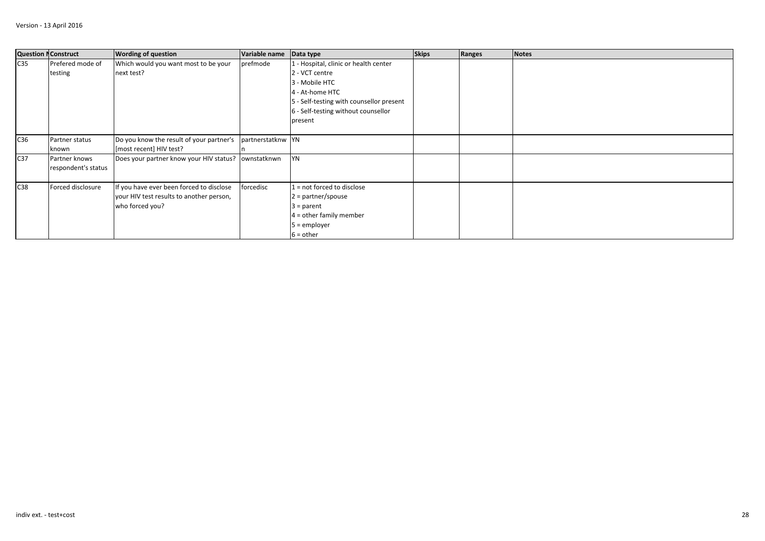| Question N | Construct | Wording of question | Variable name | Data type | Skips | Ranges | Notes |
|---|---|---|---|---|---|---|---|
| C35 | Prefered mode of testing | Which would you want most to be your next test? | prefmode | 1 - Hospital, clinic or health center<br>2 - VCT centre<br>3 - Mobile HTC<br>4 - At-home HTC<br>5 - Self-testing with counsellor present<br>6 - Self-testing without counsellor present | | | |
| C36 | Partner status known | Do you know the result of your partner's [most recent] HIV test? | partnerstatknwn | YN | | | |
| C37 | Partner knows respondent's status | Does your partner know your HIV status? | ownstatknwn | YN | | | |
| C38 | Forced disclosure | If you have ever been forced to disclose your HIV test results to another person, who forced you? | forcedisc | 1 = not forced to disclose<br>2 = partner/spouse<br>3 = parent<br>4 = other family member<br>5 = employer<br>6 = other | | | |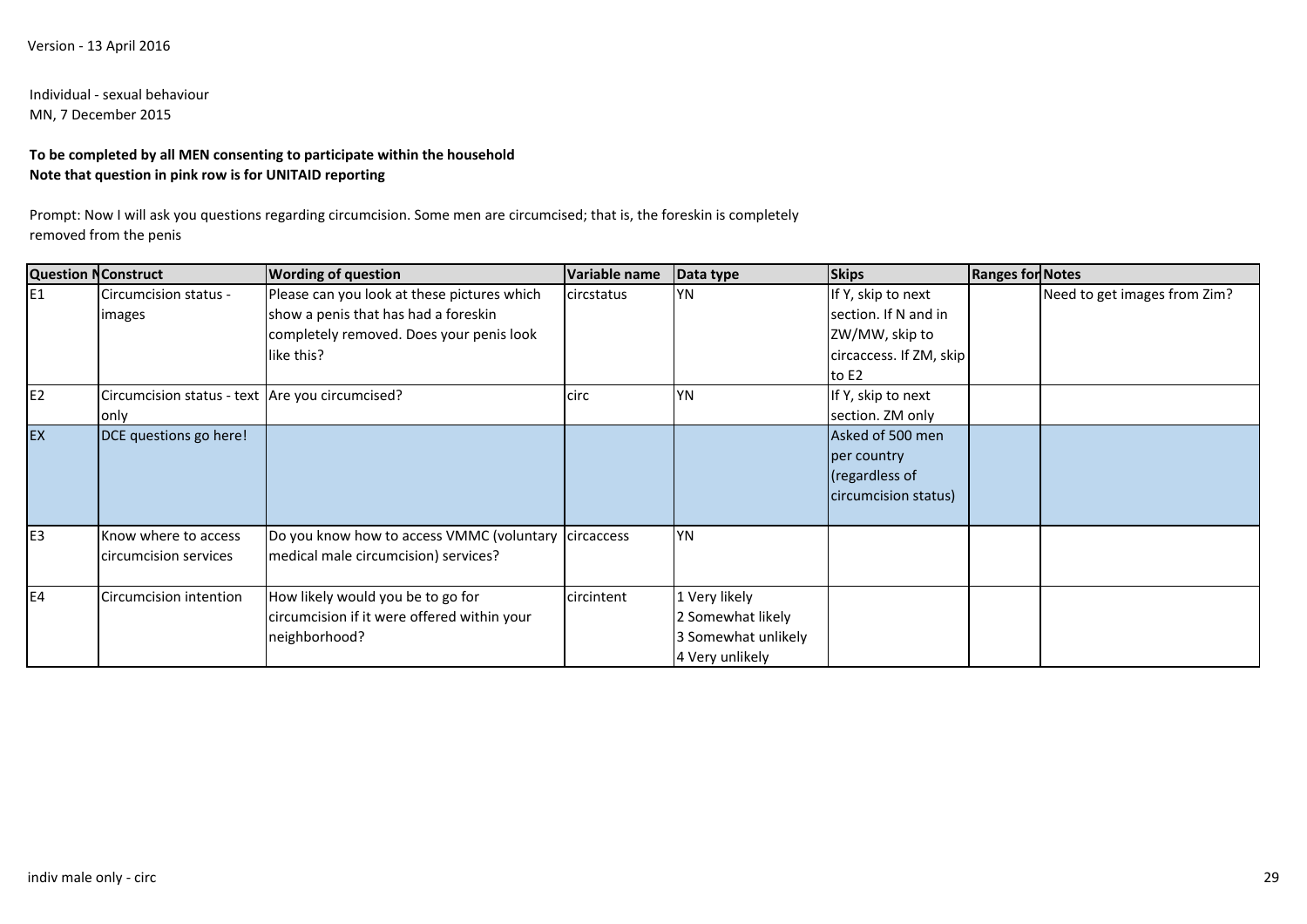Version - 13 April 2016

Individual - sexual behaviour
MN, 7 December 2015

**To be completed by all MEN consenting to participate within the household**
**Note that question in pink row is for UNITAID reporting**

Prompt: Now I will ask you questions regarding circumcision. Some men are circumcised; that is, the foreskin is completely removed from the penis

| Question N | Construct | Wording of question | Variable name | Data type | Skips | Ranges for | Notes |
|---|---|---|---|---|---|---|---|
| E1 | Circumcision status - images | Please can you look at these pictures which show a penis that has had a foreskin completely removed. Does your penis look like this? | circstatus | YN | If Y, skip to next section. If N and in ZW/MW, skip to circaccess. If ZM, skip to E2 | | Need to get images from Zim? |
| E2 | Circumcision status - text only | Are you circumcised? | circ | YN | If Y, skip to next section. ZM only | | |
| EX | DCE questions go here! | | | | Asked of 500 men per country (regardless of circumcision status) | | |
| E3 | Know where to access circumcision services | Do you know how to access VMMC (voluntary medical male circumcision) services? | circaccess | YN | | | |
| E4 | Circumcision intention | How likely would you be to go for circumcision if it were offered within your neighborhood? | circintent | 1 Very likely<br>2 Somewhat likely<br>3 Somewhat unlikely<br>4 Very unlikely | | | |

indiv male only - circ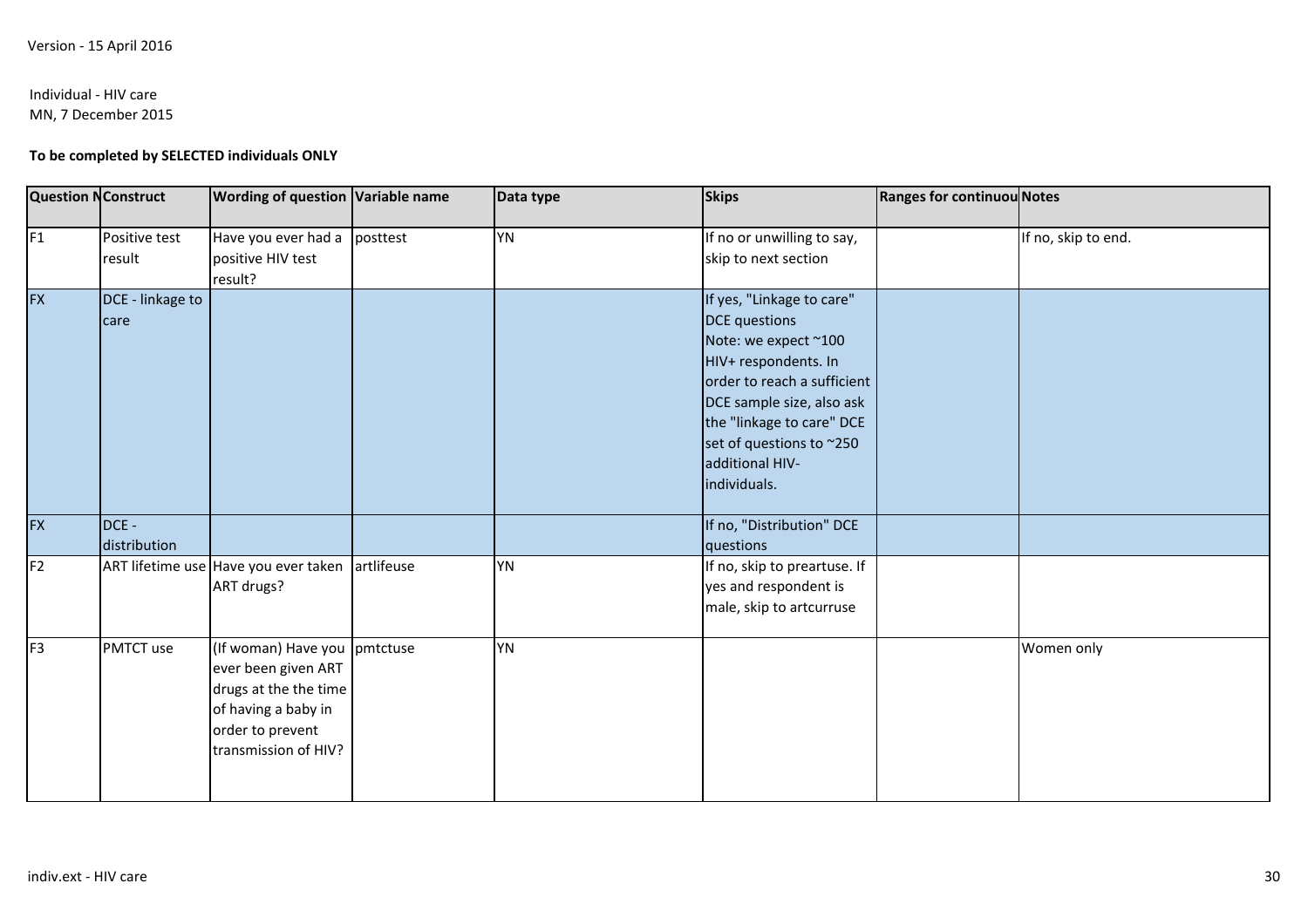Version - 15 April 2016

Individual - HIV care
MN, 7 December 2015

**To be completed by SELECTED individuals ONLY**

| Question N | Construct | Wording of question | Variable name | Data type | Skips | Ranges for continuou | Notes |
|---|---|---|---|---|---|---|---|
| F1 | Positive test result | Have you ever had a positive HIV test result? | posttest | YN | If no or unwilling to say, skip to next section | | If no, skip to end. |
| FX | DCE - linkage to care | | | | If yes, "Linkage to care" DCE questions Note: we expect ~100 HIV+ respondents. In order to reach a sufficient DCE sample size, also ask the "linkage to care" DCE set of questions to ~250 additional HIV- individuals. | | |
| FX | DCE - distribution | | | | If no, "Distribution" DCE questions | | |
| F2 | ART lifetime use | Have you ever taken ART drugs? | artlifeuse | YN | If no, skip to preartuse. If yes and respondent is male, skip to artcurruse | | |
| F3 | PMTCT use | (If woman) Have you ever been given ART drugs at the the time of having a baby in order to prevent transmission of HIV? | pmtctuse | YN | | | Women only |

indiv.ext - HIV care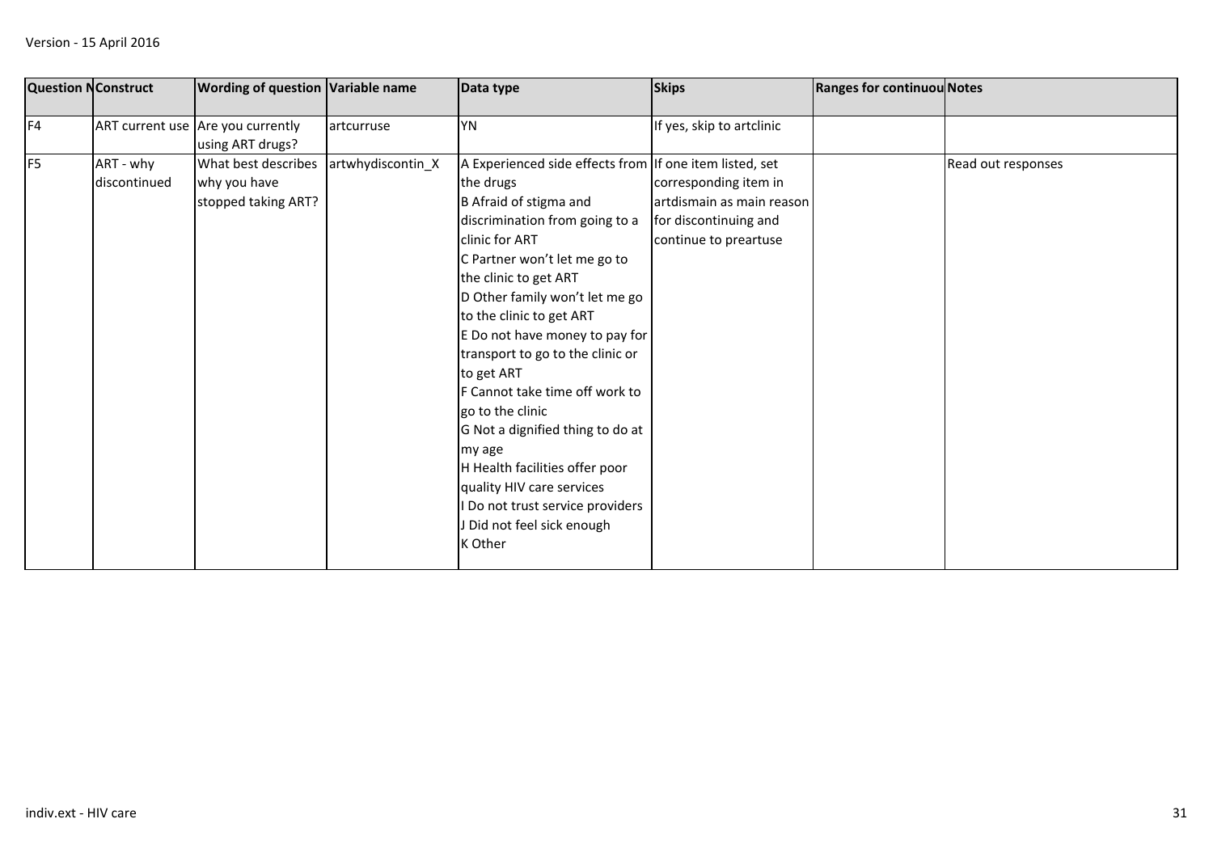Version - 15 April 2016

| Question N | Construct | Wording of question | Variable name | Data type | Skips | Ranges for continuou | Notes |
| --- | --- | --- | --- | --- | --- | --- | --- |
| F4 | ART current use | Are you currently using ART drugs? | artcurruse | YN | If yes, skip to artclinic | | |
| F5 | ART - why discontinued | What best describes why you have stopped taking ART? | artwhydiscontin_X | A Experienced side effects from the drugs<br>B Afraid of stigma and discrimination from going to a clinic for ART<br>C Partner won't let me go to the clinic to get ART<br>D Other family won't let me go to the clinic to get ART<br>E Do not have money to pay for transport to go to the clinic or to get ART<br>F Cannot take time off work to go to the clinic<br>G Not a dignified thing to do at my age<br>H Health facilities offer poor quality HIV care services<br>I Do not trust service providers<br>J Did not feel sick enough<br>K Other | If one item listed, set corresponding item in artdismain as main reason for discontinuing and continue to preartuse | | Read out responses |

indiv.ext - HIV care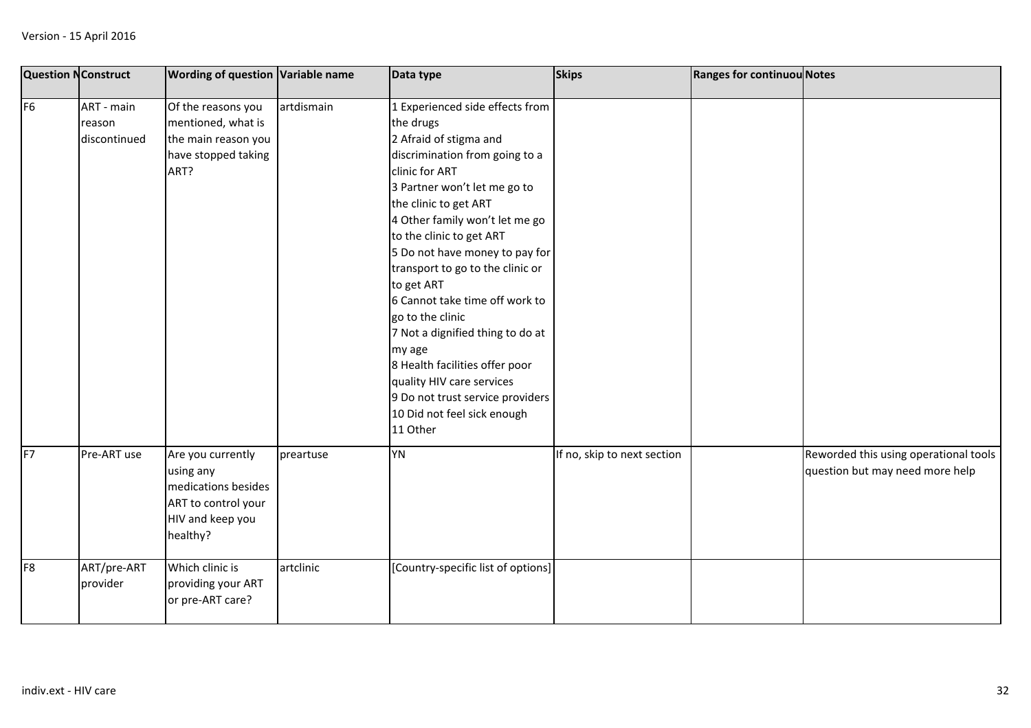| Question N | Construct | Wording of question | Variable name | Data type | Skips | Ranges for continuou | Notes |
|---|---|---|---|---|---|---|---|
| F6 | ART - main reason discontinued | Of the reasons you mentioned, what is the main reason you have stopped taking ART? | artdismain | 1 Experienced side effects from the drugs<br>2 Afraid of stigma and discrimination from going to a clinic for ART<br>3 Partner won't let me go to the clinic to get ART<br>4 Other family won't let me go to the clinic to get ART<br>5 Do not have money to pay for transport to go to the clinic or to get ART<br>6 Cannot take time off work to go to the clinic<br>7 Not a dignified thing to do at my age<br>8 Health facilities offer poor quality HIV care services<br>9 Do not trust service providers<br>10 Did not feel sick enough<br>11 Other | | | |
| F7 | Pre-ART use | Are you currently using any medications besides ART to control your HIV and keep you healthy? | preartuse | YN | If no, skip to next section | | Reworded this using operational tools question but may need more help |
| F8 | ART/pre-ART provider | Which clinic is providing your ART or pre-ART care? | artclinic | [Country-specific list of options] | | | |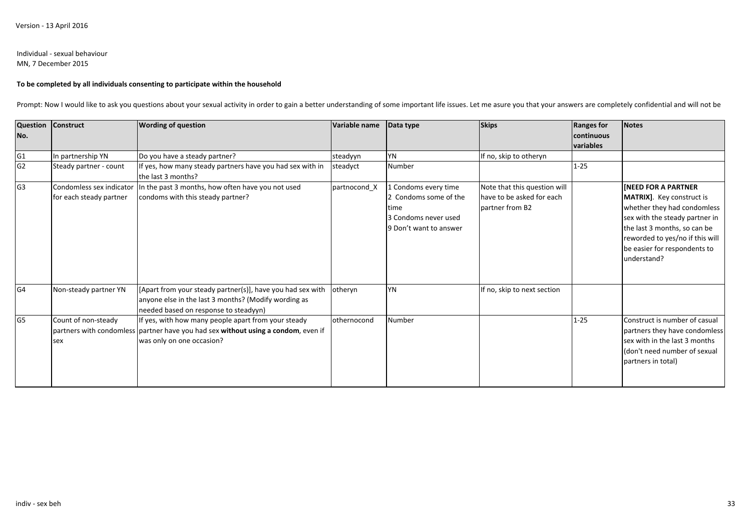Version - 13 April 2016

Individual - sexual behaviour
MN, 7 December 2015

**To be completed by all individuals consenting to participate within the household**

Prompt: Now I would like to ask you questions about your sexual activity in order to gain a better understanding of some important life issues. Let me asure you that your answers are completely confidential and will not be

| Question No. | Construct | Wording of question | Variable name | Data type | Skips | Ranges for continuous variables | Notes |
|---|---|---|---|---|---|---|---|
| G1 | In partnership YN | Do you have a steady partner? | steadyyn | YN | If no, skip to otheryn | | |
| G2 | Steady partner - count | If yes, how many steady partners have you had sex with in the last 3 months? | steadyct | Number | | 1-25 | |
| G3 | Condomless sex indicator for each steady partner | In the past 3 months, how often have you not used condoms with this steady partner? | partnocond_X | 1 Condoms every time<br>2 Condoms some of the time<br>3 Condoms never used<br>9 Don't want to answer | Note that this question will have to be asked for each partner from B2 | | **[NEED FOR A PARTNER MATRIX]**. Key construct is whether they had condomless sex with the steady partner in the last 3 months, so can be reworded to yes/no if this will be easier for respondents to understand? |
| G4 | Non-steady partner YN | [Apart from your steady partner(s)], have you had sex with anyone else in the last 3 months? (Modify wording as needed based on response to steadyyn) | otheryn | YN | If no, skip to next section | | |
| G5 | Count of non-steady partners with condomless sex | If yes, with how many people apart from your steady partner have you had sex **without using a condom**, even if was only on one occasion? | othernocond | Number | | 1-25 | Construct is number of casual partners they have condomless sex with in the last 3 months (don't need number of sexual partners in total) |

indiv - sex beh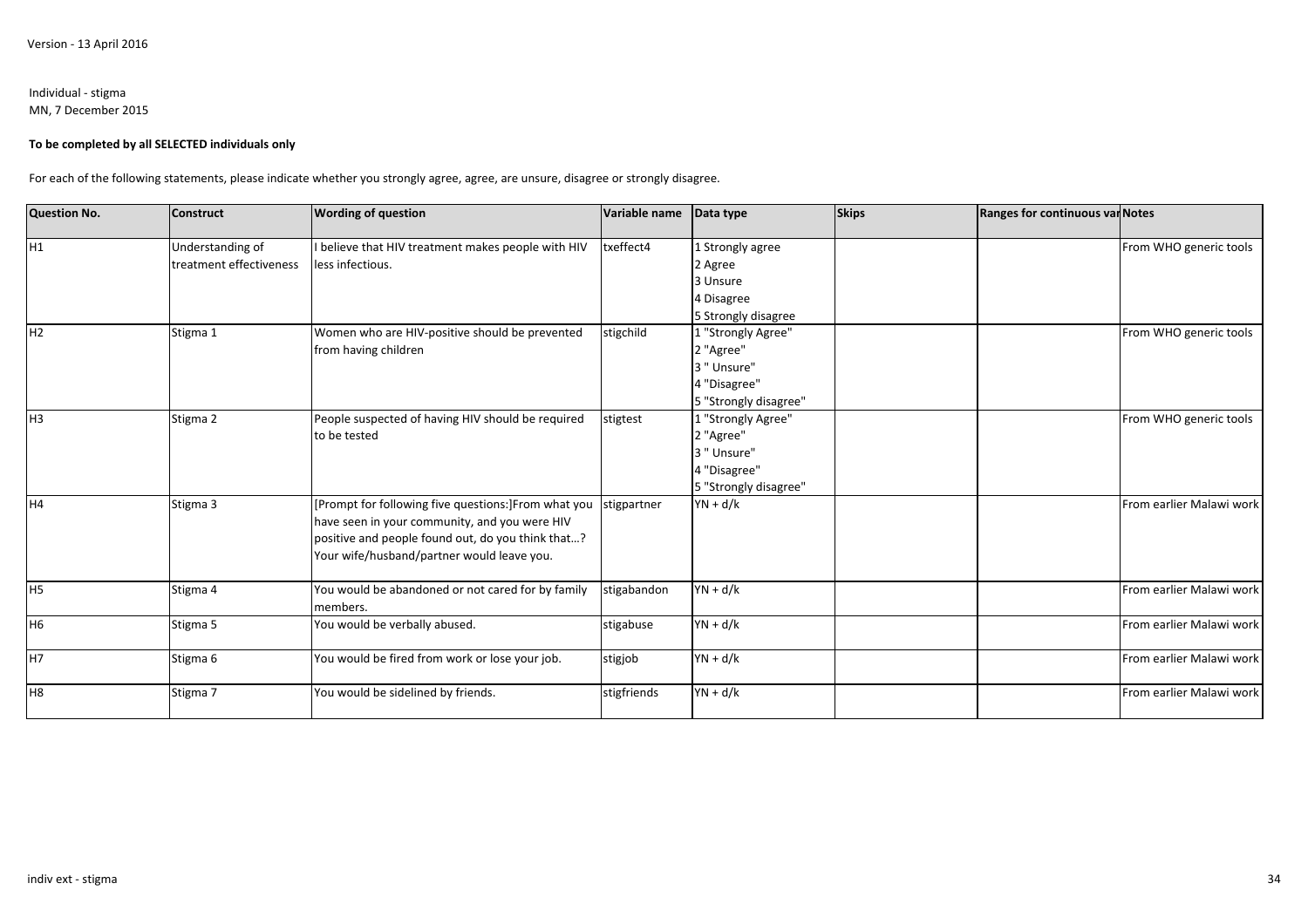Version - 13 April 2016

Individual - stigma
MN, 7 December 2015

**To be completed by all SELECTED individuals only**

For each of the following statements, please indicate whether you strongly agree, agree, are unsure, disagree or strongly disagree.

| Question No. | Construct | Wording of question | Variable name | Data type | Skips | Ranges for continuous var | Notes |
|---|---|---|---|---|---|---|---|
| H1 | Understanding of treatment effectiveness | I believe that HIV treatment makes people with HIV less infectious. | txeffect4 | 1 Strongly agree<br>2 Agree<br>3 Unsure<br>4 Disagree<br>5 Strongly disagree | | | From WHO generic tools |
| H2 | Stigma 1 | Women who are HIV-positive should be prevented from having children | stigchild | 1 "Strongly Agree"<br>2 "Agree"<br>3 " Unsure"<br>4 "Disagree"<br>5 "Strongly disagree" | | | From WHO generic tools |
| H3 | Stigma 2 | People suspected of having HIV should be required to be tested | stigtest | 1 "Strongly Agree"<br>2 "Agree"<br>3 " Unsure"<br>4 "Disagree"<br>5 "Strongly disagree" | | | From WHO generic tools |
| H4 | Stigma 3 | [Prompt for following five questions:]From what you have seen in your community, and you were HIV positive and people found out, do you think that…? Your wife/husband/partner would leave you. | stigpartner | YN + d/k | | | From earlier Malawi work |
| H5 | Stigma 4 | You would be abandoned or not cared for by family members. | stigabandon | YN + d/k | | | From earlier Malawi work |
| H6 | Stigma 5 | You would be verbally abused. | stigabuse | YN + d/k | | | From earlier Malawi work |
| H7 | Stigma 6 | You would be fired from work or lose your job. | stigjob | YN + d/k | | | From earlier Malawi work |
| H8 | Stigma 7 | You would be sidelined by friends. | stigfriends | YN + d/k | | | From earlier Malawi work |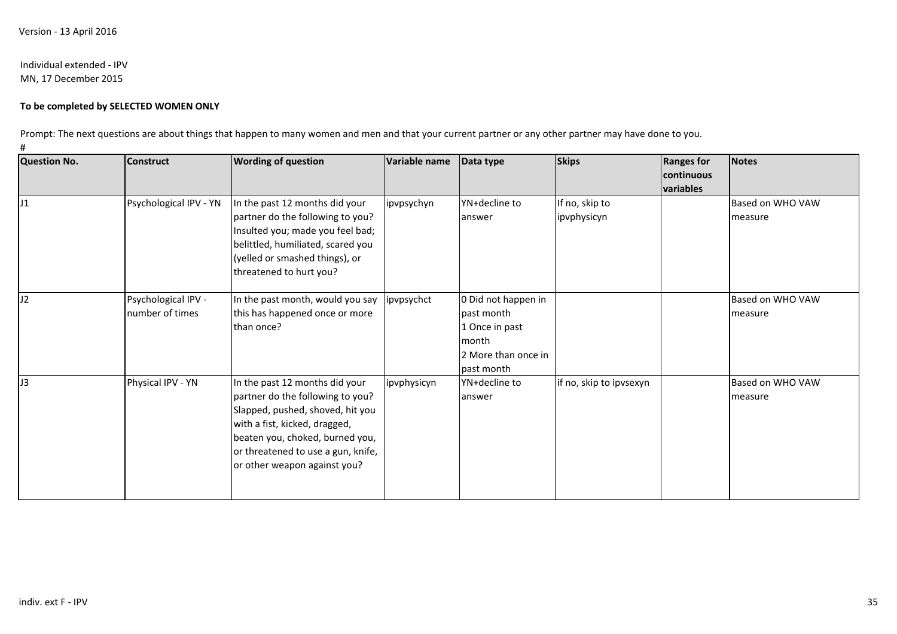Version - 13 April 2016

Individual extended - IPV
MN, 17 December 2015

**To be completed by SELECTED WOMEN ONLY**

Prompt: The next questions are about things that happen to many women and men and that your current partner or any other partner may have done to you.

#

| Question No. | Construct | Wording of question | Variable name | Data type | Skips | Ranges for continuous variables | Notes |
|---|---|---|---|---|---|---|---|
| J1 | Psychological IPV - YN | In the past 12 months did your partner do the following to you? Insulted you; made you feel bad; belittled, humiliated, scared you (yelled or smashed things), or threatened to hurt you? | ipvpsychyn | YN+decline to answer | If no, skip to ipvphysicyn | | Based on WHO VAW measure |
| J2 | Psychological IPV - number of times | In the past month, would you say this has happened once or more than once? | ipvpsychct | 0 Did not happen in past month<br>1 Once in past month<br>2 More than once in past month | | | Based on WHO VAW measure |
| J3 | Physical IPV - YN | In the past 12 months did your partner do the following to you? Slapped, pushed, shoved, hit you with a fist, kicked, dragged, beaten you, choked, burned you, or threatened to use a gun, knife, or other weapon against you? | ipvphysicyn | YN+decline to answer | if no, skip to ipvsexyn | | Based on WHO VAW measure |

indiv. ext F - IPV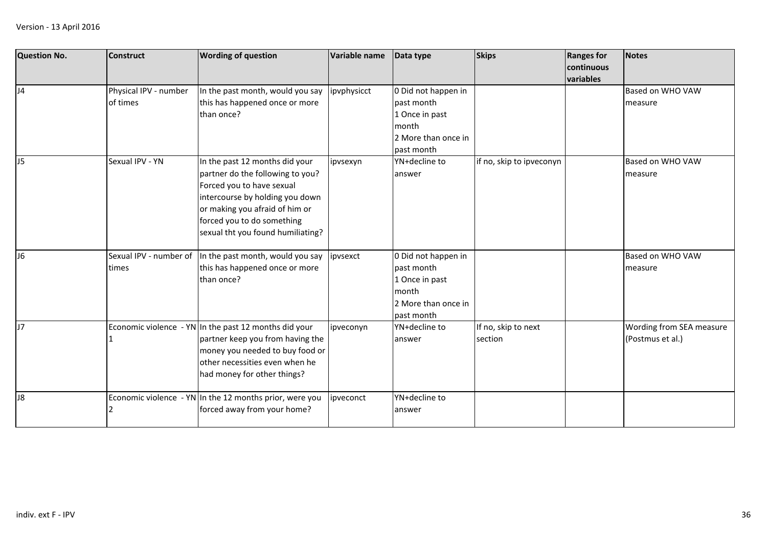| Question No. | Construct | Wording of question | Variable name | Data type | Skips | Ranges for continuous variables | Notes |
|---|---|---|---|---|---|---|---|
| J4 | Physical IPV - number of times | In the past month, would you say this has happened once or more than once? | ipvphysicct | 0 Did not happen in past month<br>1 Once in past month<br>2 More than once in past month | | | Based on WHO VAW measure |
| J5 | Sexual IPV - YN | In the past 12 months did your partner do the following to you? Forced you to have sexual intercourse by holding you down or making you afraid of him or forced you to do something sexual tht you found humiliating? | ipvsexyn | YN+decline to answer | if no, skip to ipveconyn | | Based on WHO VAW measure |
| J6 | Sexual IPV - number of times | In the past month, would you say this has happened once or more than once? | ipvsexct | 0 Did not happen in past month<br>1 Once in past month<br>2 More than once in past month | | | Based on WHO VAW measure |
| J7 | Economic violence - YN 1 | In the past 12 months did your partner keep you from having the money you needed to buy food or other necessities even when he had money for other things? | ipveconyn | YN+decline to answer | If no, skip to next section | | Wording from SEA measure (Postmus et al.) |
| J8 | Economic violence - YN 2 | In the 12 months prior, were you forced away from your home? | ipveconct | YN+decline to answer | | | |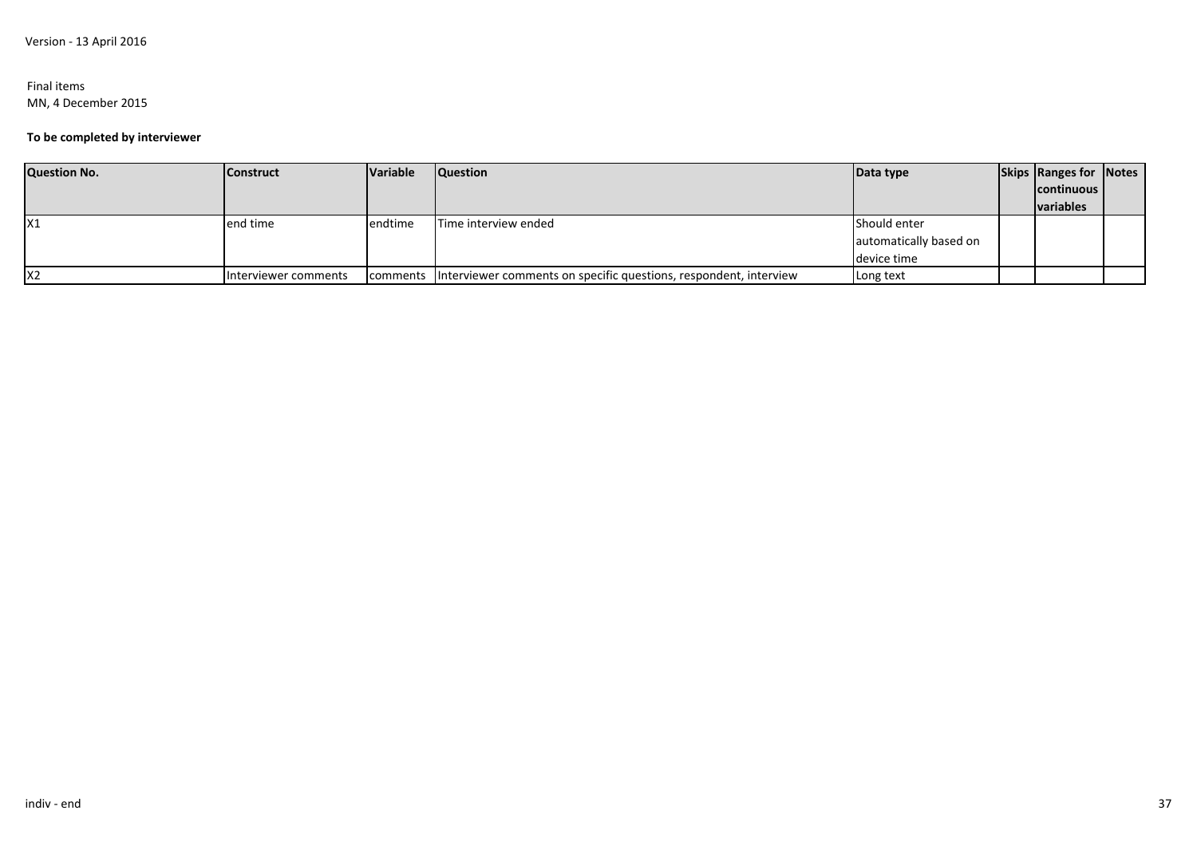Version - 13 April 2016

Final items
MN, 4 December 2015

**To be completed by interviewer**

| Question No. | Construct | Variable | Question | Data type | Skips | Ranges for continuous variables | Notes |
|---|---|---|---|---|---|---|---|
| X1 | end time | endtime | Time interview ended | Should enter automatically based on device time | | | |
| X2 | Interviewer comments | comments | Interviewer comments on specific questions, respondent, interview | Long text | | | |

indiv - end